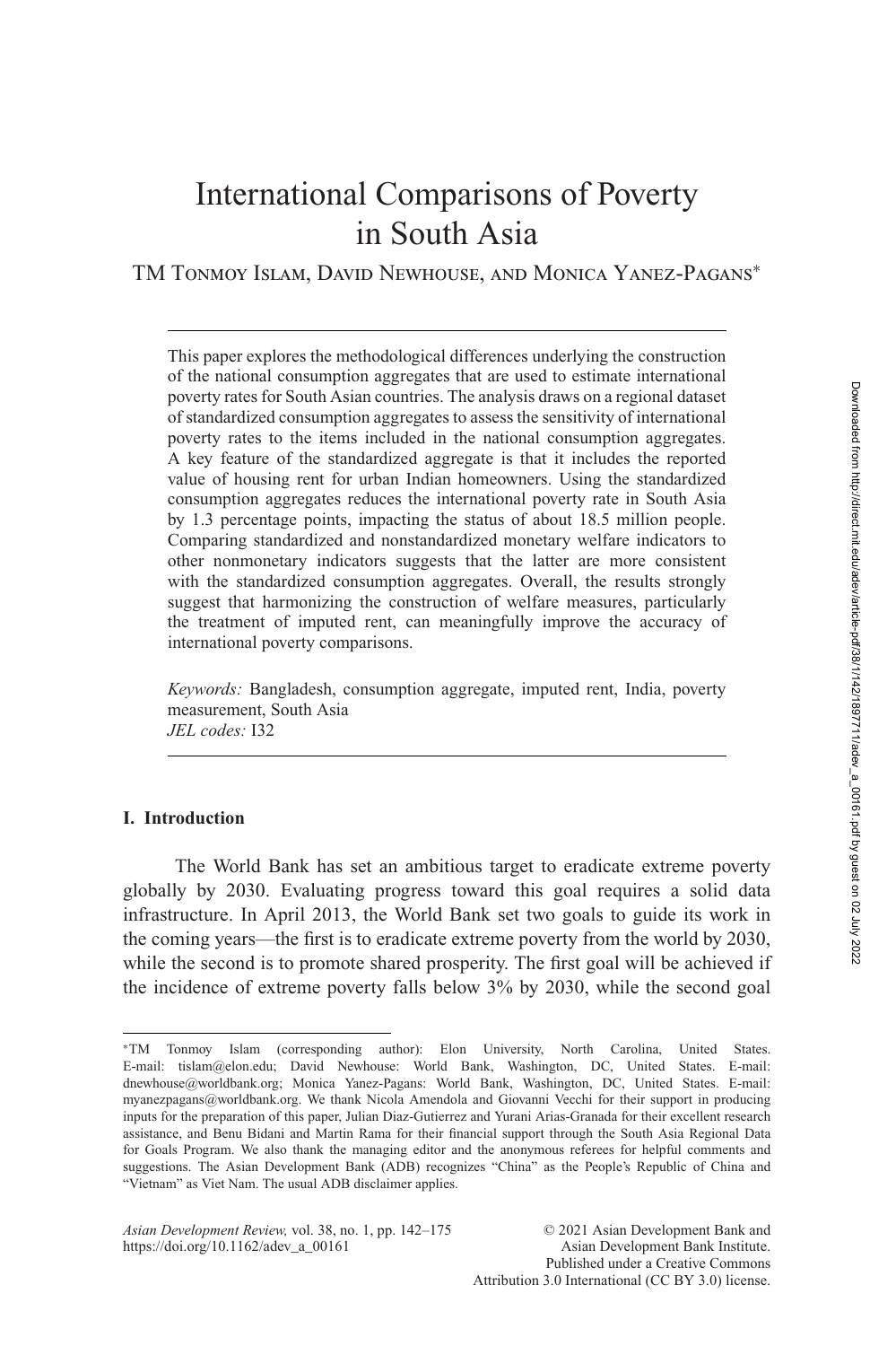# International Comparisons of Poverty in South Asia

TM Tonmoy Islam, David Newhouse, and Monica Yanez-Pagans*

This paper explores the methodological differences underlying the construction of the national consumption aggregates that are used to estimate international poverty rates for South Asian countries. The analysis draws on a regional dataset of standardized consumption aggregates to assess the sensitivity of international poverty rates to the items included in the national consumption aggregates. A key feature of the standardized aggregate is that it includes the reported value of housing rent for urban Indian homeowners. Using the standardized consumption aggregates reduces the international poverty rate in South Asia by 1.3 percentage points, impacting the status of about 18.5 million people. Comparing standardized and nonstandardized monetary welfare indicators to other nonmonetary indicators suggests that the latter are more consistent with the standardized consumption aggregates. Overall, the results strongly suggest that harmonizing the construction of welfare measures, particularly the treatment of imputed rent, can meaningfully improve the accuracy of international poverty comparisons.

*Keywords:* Bangladesh, consumption aggregate, imputed rent, India, poverty measurement, South Asia
*JEL codes:* I32

## I. Introduction

The World Bank has set an ambitious target to eradicate extreme poverty globally by 2030. Evaluating progress toward this goal requires a solid data infrastructure. In April 2013, the World Bank set two goals to guide its work in the coming years—the first is to eradicate extreme poverty from the world by 2030, while the second is to promote shared prosperity. The first goal will be achieved if the incidence of extreme poverty falls below 3% by 2030, while the second goal

---

*TM Tonmoy Islam (corresponding author): Elon University, North Carolina, United States. E-mail: tislam@elon.edu; David Newhouse: World Bank, Washington, DC, United States. E-mail: dnewhouse@worldbank.org; Monica Yanez-Pagans: World Bank, Washington, DC, United States. E-mail: myanezpagans@worldbank.org. We thank Nicola Amendola and Giovanni Vecchi for their support in producing inputs for the preparation of this paper, Julian Diaz-Gutierrez and Yurani Arias-Granada for their excellent research assistance, and Benu Bidani and Martin Rama for their financial support through the South Asia Regional Data for Goals Program. We also thank the managing editor and the anonymous referees for helpful comments and suggestions. The Asian Development Bank (ADB) recognizes "China" as the People's Republic of China and "Vietnam" as Viet Nam. The usual ADB disclaimer applies.

© 2021 Asian Development Bank and Asian Development Bank Institute. Published under a Creative Commons Attribution 3.0 International (CC BY 3.0) license.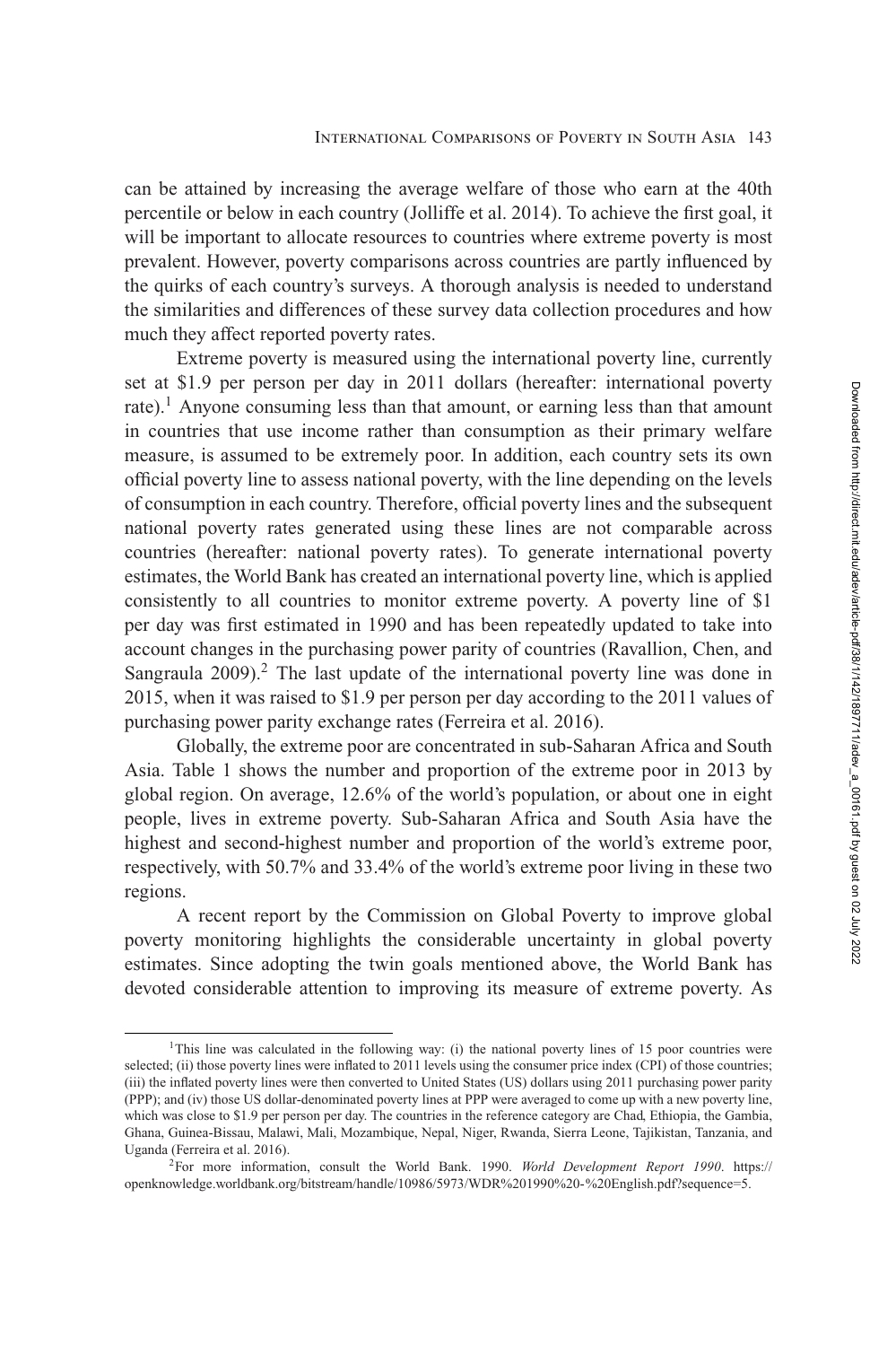can be attained by increasing the average welfare of those who earn at the 40th percentile or below in each country (Jolliffe et al. 2014). To achieve the first goal, it will be important to allocate resources to countries where extreme poverty is most prevalent. However, poverty comparisons across countries are partly influenced by the quirks of each country's surveys. A thorough analysis is needed to understand the similarities and differences of these survey data collection procedures and how much they affect reported poverty rates.

Extreme poverty is measured using the international poverty line, currently set at \$1.9 per person per day in 2011 dollars (hereafter: international poverty rate).[1] Anyone consuming less than that amount, or earning less than that amount in countries that use income rather than consumption as their primary welfare measure, is assumed to be extremely poor. In addition, each country sets its own official poverty line to assess national poverty, with the line depending on the levels of consumption in each country. Therefore, official poverty lines and the subsequent national poverty rates generated using these lines are not comparable across countries (hereafter: national poverty rates). To generate international poverty estimates, the World Bank has created an international poverty line, which is applied consistently to all countries to monitor extreme poverty. A poverty line of \$1 per day was first estimated in 1990 and has been repeatedly updated to take into account changes in the purchasing power parity of countries (Ravallion, Chen, and Sangraula 2009).[2] The last update of the international poverty line was done in 2015, when it was raised to \$1.9 per person per day according to the 2011 values of purchasing power parity exchange rates (Ferreira et al. 2016).

Globally, the extreme poor are concentrated in sub-Saharan Africa and South Asia. Table 1 shows the number and proportion of the extreme poor in 2013 by global region. On average, 12.6% of the world's population, or about one in eight people, lives in extreme poverty. Sub-Saharan Africa and South Asia have the highest and second-highest number and proportion of the world's extreme poor, respectively, with 50.7% and 33.4% of the world's extreme poor living in these two regions.

A recent report by the Commission on Global Poverty to improve global poverty monitoring highlights the considerable uncertainty in global poverty estimates. Since adopting the twin goals mentioned above, the World Bank has devoted considerable attention to improving its measure of extreme poverty. As

---

[1]This line was calculated in the following way: (i) the national poverty lines of 15 poor countries were selected; (ii) those poverty lines were inflated to 2011 levels using the consumer price index (CPI) of those countries; (iii) the inflated poverty lines were then converted to United States (US) dollars using 2011 purchasing power parity (PPP); and (iv) those US dollar-denominated poverty lines at PPP were averaged to come up with a new poverty line, which was close to \$1.9 per person per day. The countries in the reference category are Chad, Ethiopia, the Gambia, Ghana, Guinea-Bissau, Malawi, Mali, Mozambique, Nepal, Niger, Rwanda, Sierra Leone, Tajikistan, Tanzania, and Uganda (Ferreira et al. 2016).

[2]For more information, consult the World Bank. 1990. *World Development Report 1990*. https://openknowledge.worldbank.org/bitstream/handle/10986/5973/WDR%201990%20-%20English.pdf?sequence=5.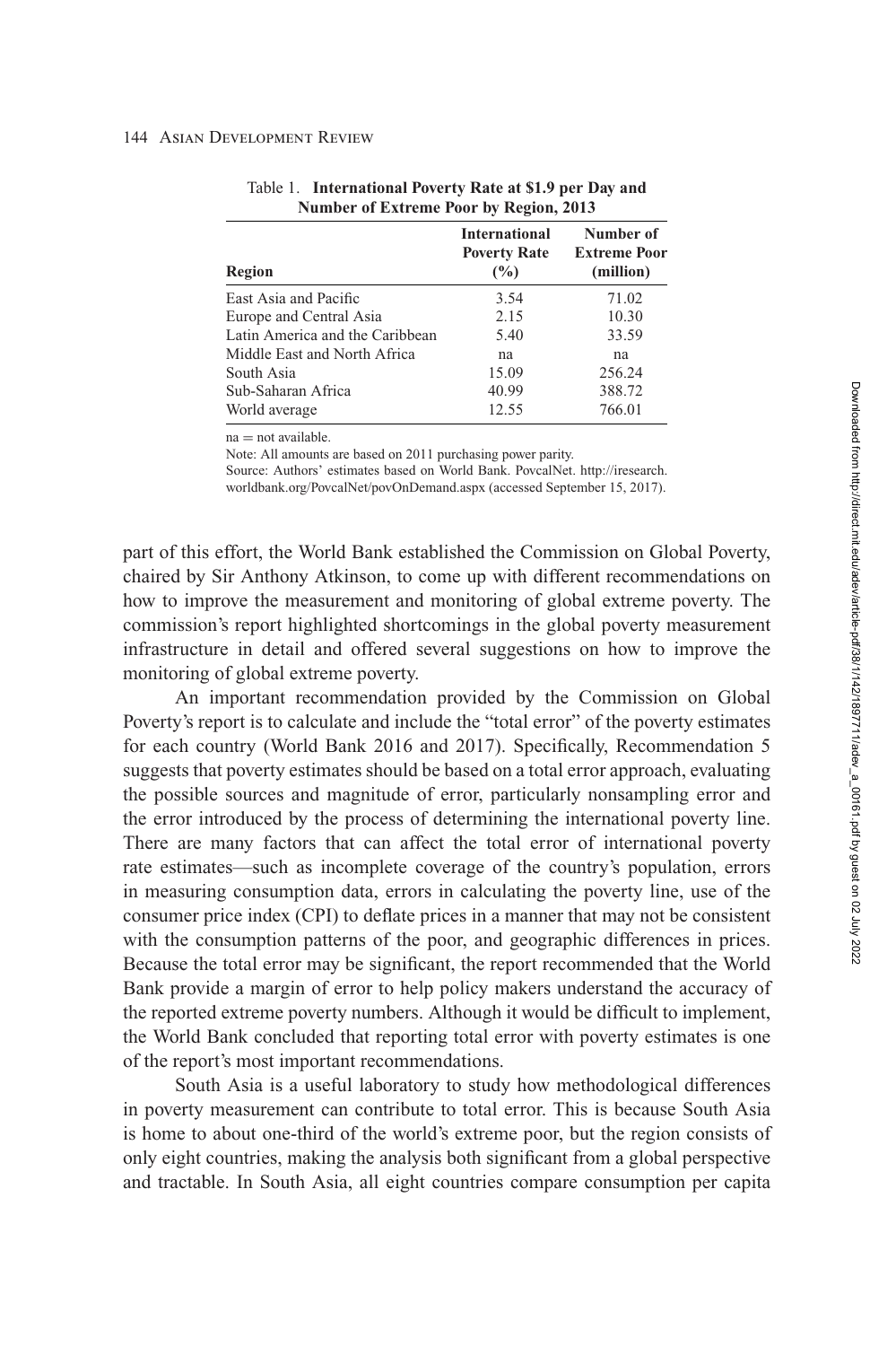Table 1. **International Poverty Rate at \$1.9 per Day and Number of Extreme Poor by Region, 2013**

| Region | International Poverty Rate (%) | Number of Extreme Poor (million) |
|---|---|---|
| East Asia and Pacific | 3.54 | 71.02 |
| Europe and Central Asia | 2.15 | 10.30 |
| Latin America and the Caribbean | 5.40 | 33.59 |
| Middle East and North Africa | na | na |
| South Asia | 15.09 | 256.24 |
| Sub-Saharan Africa | 40.99 | 388.72 |
| World average | 12.55 | 766.01 |

na = not available.

Note: All amounts are based on 2011 purchasing power parity.

Source: Authors' estimates based on World Bank. PovcalNet. http://iresearch.worldbank.org/PovcalNet/povOnDemand.aspx (accessed September 15, 2017).

part of this effort, the World Bank established the Commission on Global Poverty, chaired by Sir Anthony Atkinson, to come up with different recommendations on how to improve the measurement and monitoring of global extreme poverty. The commission's report highlighted shortcomings in the global poverty measurement infrastructure in detail and offered several suggestions on how to improve the monitoring of global extreme poverty.

An important recommendation provided by the Commission on Global Poverty's report is to calculate and include the "total error" of the poverty estimates for each country (World Bank 2016 and 2017). Specifically, Recommendation 5 suggests that poverty estimates should be based on a total error approach, evaluating the possible sources and magnitude of error, particularly nonsampling error and the error introduced by the process of determining the international poverty line. There are many factors that can affect the total error of international poverty rate estimates—such as incomplete coverage of the country's population, errors in measuring consumption data, errors in calculating the poverty line, use of the consumer price index (CPI) to deflate prices in a manner that may not be consistent with the consumption patterns of the poor, and geographic differences in prices. Because the total error may be significant, the report recommended that the World Bank provide a margin of error to help policy makers understand the accuracy of the reported extreme poverty numbers. Although it would be difficult to implement, the World Bank concluded that reporting total error with poverty estimates is one of the report's most important recommendations.

South Asia is a useful laboratory to study how methodological differences in poverty measurement can contribute to total error. This is because South Asia is home to about one-third of the world's extreme poor, but the region consists of only eight countries, making the analysis both significant from a global perspective and tractable. In South Asia, all eight countries compare consumption per capita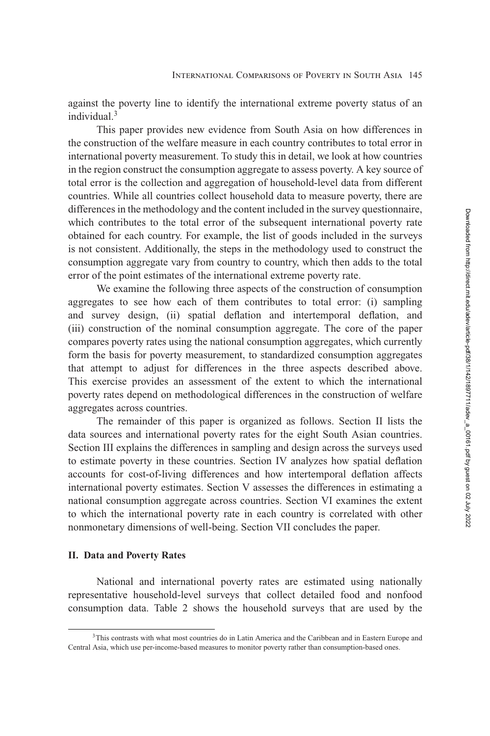against the poverty line to identify the international extreme poverty status of an individual.[3]

This paper provides new evidence from South Asia on how differences in the construction of the welfare measure in each country contributes to total error in international poverty measurement. To study this in detail, we look at how countries in the region construct the consumption aggregate to assess poverty. A key source of total error is the collection and aggregation of household-level data from different countries. While all countries collect household data to measure poverty, there are differences in the methodology and the content included in the survey questionnaire, which contributes to the total error of the subsequent international poverty rate obtained for each country. For example, the list of goods included in the surveys is not consistent. Additionally, the steps in the methodology used to construct the consumption aggregate vary from country to country, which then adds to the total error of the point estimates of the international extreme poverty rate.

We examine the following three aspects of the construction of consumption aggregates to see how each of them contributes to total error: (i) sampling and survey design, (ii) spatial deflation and intertemporal deflation, and (iii) construction of the nominal consumption aggregate. The core of the paper compares poverty rates using the national consumption aggregates, which currently form the basis for poverty measurement, to standardized consumption aggregates that attempt to adjust for differences in the three aspects described above. This exercise provides an assessment of the extent to which the international poverty rates depend on methodological differences in the construction of welfare aggregates across countries.

The remainder of this paper is organized as follows. Section II lists the data sources and international poverty rates for the eight South Asian countries. Section III explains the differences in sampling and design across the surveys used to estimate poverty in these countries. Section IV analyzes how spatial deflation accounts for cost-of-living differences and how intertemporal deflation affects international poverty estimates. Section V assesses the differences in estimating a national consumption aggregate across countries. Section VI examines the extent to which the international poverty rate in each country is correlated with other nonmonetary dimensions of well-being. Section VII concludes the paper.

## II. Data and Poverty Rates

National and international poverty rates are estimated using nationally representative household-level surveys that collect detailed food and nonfood consumption data. Table 2 shows the household surveys that are used by the

[3]This contrasts with what most countries do in Latin America and the Caribbean and in Eastern Europe and Central Asia, which use per-income-based measures to monitor poverty rather than consumption-based ones.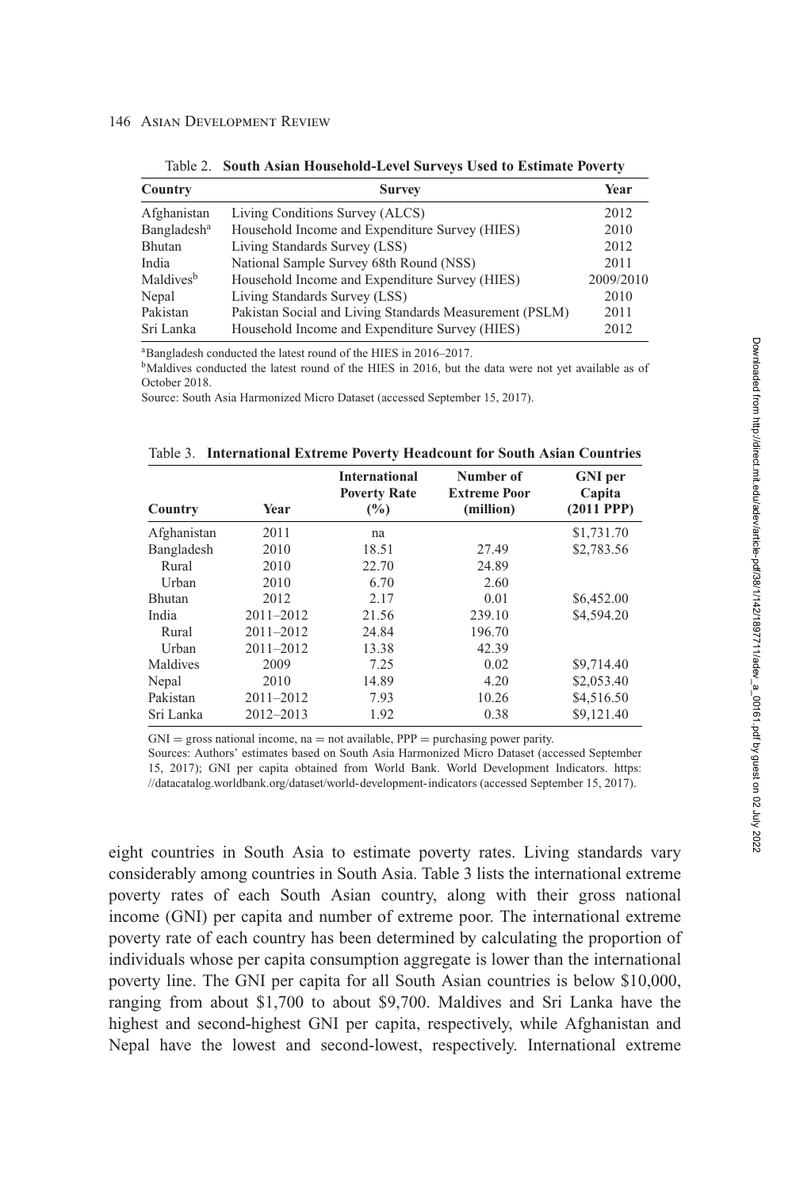Table 2. **South Asian Household-Level Surveys Used to Estimate Poverty**

| Country | Survey | Year |
|---|---|---|
| Afghanistan | Living Conditions Survey (ALCS) | 2012 |
| Bangladesh[a] | Household Income and Expenditure Survey (HIES) | 2010 |
| Bhutan | Living Standards Survey (LSS) | 2012 |
| India | National Sample Survey 68th Round (NSS) | 2011 |
| Maldives[b] | Household Income and Expenditure Survey (HIES) | 2009/2010 |
| Nepal | Living Standards Survey (LSS) | 2010 |
| Pakistan | Pakistan Social and Living Standards Measurement (PSLM) | 2011 |
| Sri Lanka | Household Income and Expenditure Survey (HIES) | 2012 |

[a]Bangladesh conducted the latest round of the HIES in 2016–2017.
[b]Maldives conducted the latest round of the HIES in 2016, but the data were not yet available as of October 2018.
Source: South Asia Harmonized Micro Dataset (accessed September 15, 2017).

Table 3. **International Extreme Poverty Headcount for South Asian Countries**

| Country | Year | International Poverty Rate (%) | Number of Extreme Poor (million) | GNI per Capita (2011 PPP) |
|---|---|---|---|---|
| Afghanistan | 2011 | na | | \$1,731.70 |
| Bangladesh | 2010 | 18.51 | 27.49 | \$2,783.56 |
| Rural | 2010 | 22.70 | 24.89 | |
| Urban | 2010 | 6.70 | 2.60 | |
| Bhutan | 2012 | 2.17 | 0.01 | \$6,452.00 |
| India | 2011–2012 | 21.56 | 239.10 | \$4,594.20 |
| Rural | 2011–2012 | 24.84 | 196.70 | |
| Urban | 2011–2012 | 13.38 | 42.39 | |
| Maldives | 2009 | 7.25 | 0.02 | \$9,714.40 |
| Nepal | 2010 | 14.89 | 4.20 | \$2,053.40 |
| Pakistan | 2011–2012 | 7.93 | 10.26 | \$4,516.50 |
| Sri Lanka | 2012–2013 | 1.92 | 0.38 | \$9,121.40 |

GNI = gross national income, na = not available, PPP = purchasing power parity.
Sources: Authors' estimates based on South Asia Harmonized Micro Dataset (accessed September 15, 2017); GNI per capita obtained from World Bank. World Development Indicators. https://datacatalog.worldbank.org/dataset/world-development-indicators (accessed September 15, 2017).

eight countries in South Asia to estimate poverty rates. Living standards vary considerably among countries in South Asia. Table 3 lists the international extreme poverty rates of each South Asian country, along with their gross national income (GNI) per capita and number of extreme poor. The international extreme poverty rate of each country has been determined by calculating the proportion of individuals whose per capita consumption aggregate is lower than the international poverty line. The GNI per capita for all South Asian countries is below \$10,000, ranging from about \$1,700 to about \$9,700. Maldives and Sri Lanka have the highest and second-highest GNI per capita, respectively, while Afghanistan and Nepal have the lowest and second-lowest, respectively. International extreme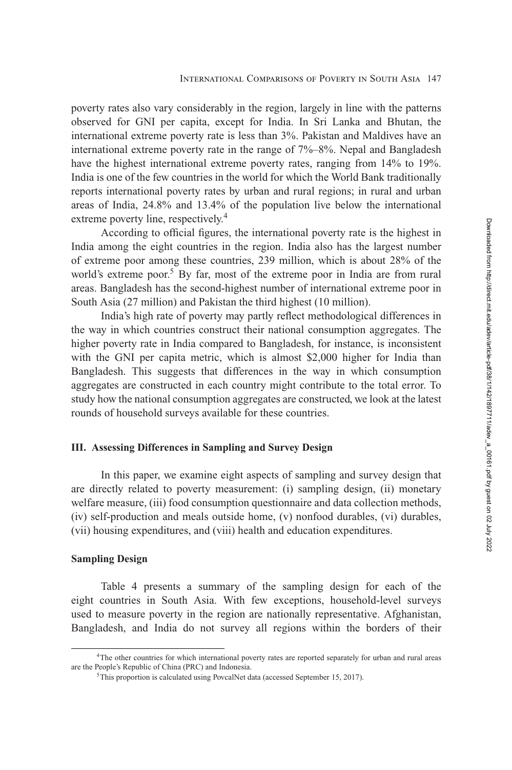poverty rates also vary considerably in the region, largely in line with the patterns observed for GNI per capita, except for India. In Sri Lanka and Bhutan, the international extreme poverty rate is less than 3%. Pakistan and Maldives have an international extreme poverty rate in the range of 7%–8%. Nepal and Bangladesh have the highest international extreme poverty rates, ranging from 14% to 19%. India is one of the few countries in the world for which the World Bank traditionally reports international poverty rates by urban and rural regions; in rural and urban areas of India, 24.8% and 13.4% of the population live below the international extreme poverty line, respectively.[4]

According to official figures, the international poverty rate is the highest in India among the eight countries in the region. India also has the largest number of extreme poor among these countries, 239 million, which is about 28% of the world's extreme poor.[5] By far, most of the extreme poor in India are from rural areas. Bangladesh has the second-highest number of international extreme poor in South Asia (27 million) and Pakistan the third highest (10 million).

India's high rate of poverty may partly reflect methodological differences in the way in which countries construct their national consumption aggregates. The higher poverty rate in India compared to Bangladesh, for instance, is inconsistent with the GNI per capita metric, which is almost $2,000 higher for India than Bangladesh. This suggests that differences in the way in which consumption aggregates are constructed in each country might contribute to the total error. To study how the national consumption aggregates are constructed, we look at the latest rounds of household surveys available for these countries.

## III. Assessing Differences in Sampling and Survey Design

In this paper, we examine eight aspects of sampling and survey design that are directly related to poverty measurement: (i) sampling design, (ii) monetary welfare measure, (iii) food consumption questionnaire and data collection methods, (iv) self-production and meals outside home, (v) nonfood durables, (vi) durables, (vii) housing expenditures, and (viii) health and education expenditures.

### Sampling Design

Table 4 presents a summary of the sampling design for each of the eight countries in South Asia. With few exceptions, household-level surveys used to measure poverty in the region are nationally representative. Afghanistan, Bangladesh, and India do not survey all regions within the borders of their

[4] The other countries for which international poverty rates are reported separately for urban and rural areas are the People's Republic of China (PRC) and Indonesia.

[5] This proportion is calculated using PovcalNet data (accessed September 15, 2017).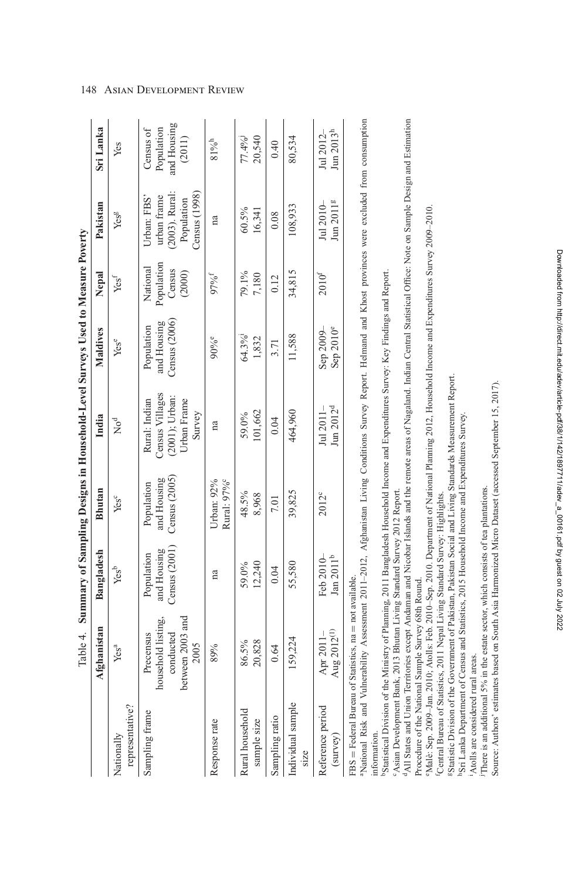Table 4. **Summary of Sampling Designs in Household-Level Surveys Used to Measure Poverty**

| | Afghanistan | Bangladesh | Bhutan | India | Maldives | Nepal | Pakistan | Sri Lanka |
|---|---|---|---|---|---|---|---|---|
| Nationally representative? | Yes[a] | Yes[b] | Yes[c] | No[d] | Yes[e] | Yes[f] | Yes[g] | Yes |
| Sampling frame | Precensus household listing, conducted between 2003 and 2005 | Population and Housing Census (2001) | Population and Housing Census (2005) | Rural: Indian Census Villages (2001); Urban: Urban Frame Survey | Population and Housing Census (2006) | National Population Census (2000) | Urban: FBS' urban frame (2003). Rural: Population Census (1998) | Census of Population and Housing (2011) |
| Response rate | 89% | na | Urban: 92% Rural: 97%[c] | na | 90%[e] | 97%[f] | na | 81%[h] |
| Rural household sample size | 86.5% 20,828 | 59.0% 12,240 | 48.5% 8,968 | 59.0% 101,662 | 64.3%[i] 1,832 | 79.1% 7,180 | 60.5% 16,341 | 77.4%[j] 20,540 |
| Sampling ratio | 0.64 | 0.04 | 7.01 | 0.04 | 3.71 | 0.12 | 0.08 | 0.40 |
| Individual sample size | 159,224 | 55,580 | 39,825 | 464,960 | 11,588 | 34,815 | 108,933 | 80,534 |
| Reference period (survey) | Apr 2011–Aug 2012[(1)] | Feb 2010–Jan 2011[b] | 2012[c] | Jul 2011–Jun 2012[d] | Sep 2009–Sep 2010[e] | 2010[f] | Jul 2010–Jun 2011[g] | Jul 2012–Jun 2013[h] |

FBS = Federal Bureau of Statistics, na = not available.

[a]National Risk and Vulnerability Assessment 2011–2012, Afghanistan Living Conditions Survey Report. Helmand and Khost provinces were excluded from consumption information.

[b]Statistical Division of the Ministry of Planning, 2011 Bangladesh Household Income and Expenditures Survey: Key Findings and Report.

[c]Asian Development Bank, 2013 Bhutan Living Standard Survey 2012 Report.

[d]All States and Union Territories except Andaman and Nicobar Islands and the remote areas of Nagaland. Indian Central Statistical Office: Note on Sample Design and Estimation Procedure of the National Sample Survey 68th Round.

[e]Malé: Sep. 2009–Jan. 2010; Atolls: Feb. 2010–Sep. 2010. Department of National Planning 2012, Household Income and Expenditures Survey 2009–2010.

[f]Central Bureau of Statistics, 2011 Nepal Living Standard Survey: Highlights.

[g]Statistic Division of the Government of Pakistan, Pakistan Social and Living Standards Measurement Report.

[h]Sri Lanka Department of Census and Statistics, 2015 Household Income and Expenditures Survey.

[i]Atolls are considered rural areas.

[j]There is an additional 5% in the estate sector, which consists of tea plantations.

Source: Authors' estimates based on South Asia Harmonized Micro Dataset (accessed September 15, 2017).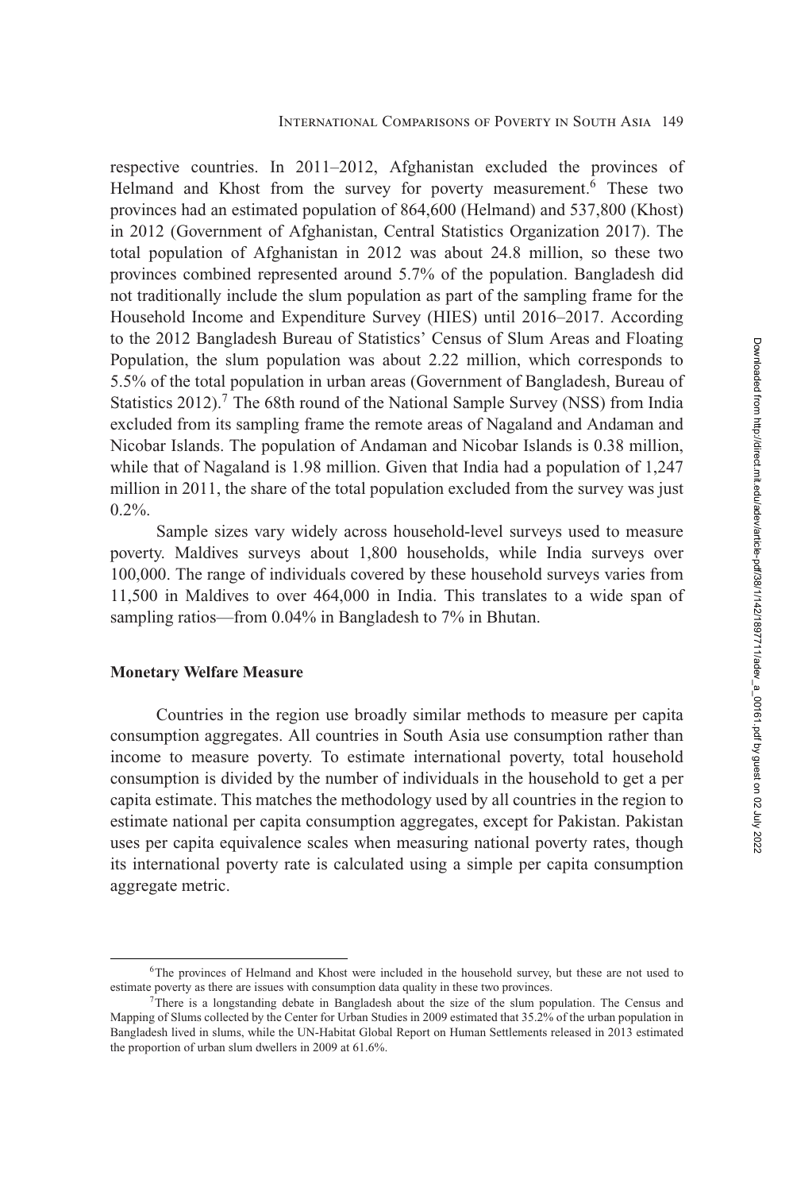respective countries. In 2011–2012, Afghanistan excluded the provinces of Helmand and Khost from the survey for poverty measurement.[6] These two provinces had an estimated population of 864,600 (Helmand) and 537,800 (Khost) in 2012 (Government of Afghanistan, Central Statistics Organization 2017). The total population of Afghanistan in 2012 was about 24.8 million, so these two provinces combined represented around 5.7% of the population. Bangladesh did not traditionally include the slum population as part of the sampling frame for the Household Income and Expenditure Survey (HIES) until 2016–2017. According to the 2012 Bangladesh Bureau of Statistics' Census of Slum Areas and Floating Population, the slum population was about 2.22 million, which corresponds to 5.5% of the total population in urban areas (Government of Bangladesh, Bureau of Statistics 2012).[7] The 68th round of the National Sample Survey (NSS) from India excluded from its sampling frame the remote areas of Nagaland and Andaman and Nicobar Islands. The population of Andaman and Nicobar Islands is 0.38 million, while that of Nagaland is 1.98 million. Given that India had a population of 1,247 million in 2011, the share of the total population excluded from the survey was just 0.2%.

Sample sizes vary widely across household-level surveys used to measure poverty. Maldives surveys about 1,800 households, while India surveys over 100,000. The range of individuals covered by these household surveys varies from 11,500 in Maldives to over 464,000 in India. This translates to a wide span of sampling ratios—from 0.04% in Bangladesh to 7% in Bhutan.

**Monetary Welfare Measure**

Countries in the region use broadly similar methods to measure per capita consumption aggregates. All countries in South Asia use consumption rather than income to measure poverty. To estimate international poverty, total household consumption is divided by the number of individuals in the household to get a per capita estimate. This matches the methodology used by all countries in the region to estimate national per capita consumption aggregates, except for Pakistan. Pakistan uses per capita equivalence scales when measuring national poverty rates, though its international poverty rate is calculated using a simple per capita consumption aggregate metric.

[6] The provinces of Helmand and Khost were included in the household survey, but these are not used to estimate poverty as there are issues with consumption data quality in these two provinces.

[7] There is a longstanding debate in Bangladesh about the size of the slum population. The Census and Mapping of Slums collected by the Center for Urban Studies in 2009 estimated that 35.2% of the urban population in Bangladesh lived in slums, while the UN-Habitat Global Report on Human Settlements released in 2013 estimated the proportion of urban slum dwellers in 2009 at 61.6%.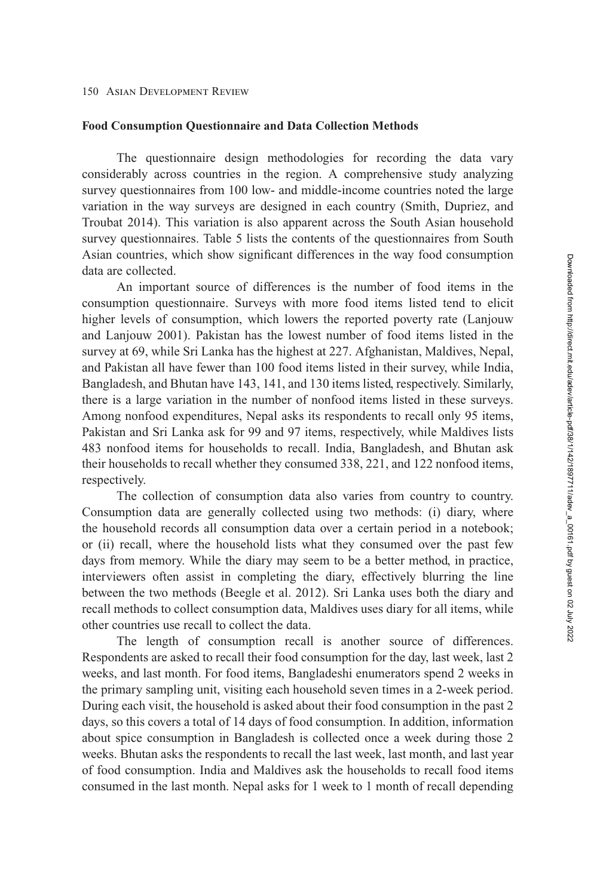### Food Consumption Questionnaire and Data Collection Methods

The questionnaire design methodologies for recording the data vary considerably across countries in the region. A comprehensive study analyzing survey questionnaires from 100 low- and middle-income countries noted the large variation in the way surveys are designed in each country (Smith, Dupriez, and Troubat 2014). This variation is also apparent across the South Asian household survey questionnaires. Table 5 lists the contents of the questionnaires from South Asian countries, which show significant differences in the way food consumption data are collected.

An important source of differences is the number of food items in the consumption questionnaire. Surveys with more food items listed tend to elicit higher levels of consumption, which lowers the reported poverty rate (Lanjouw and Lanjouw 2001). Pakistan has the lowest number of food items listed in the survey at 69, while Sri Lanka has the highest at 227. Afghanistan, Maldives, Nepal, and Pakistan all have fewer than 100 food items listed in their survey, while India, Bangladesh, and Bhutan have 143, 141, and 130 items listed, respectively. Similarly, there is a large variation in the number of nonfood items listed in these surveys. Among nonfood expenditures, Nepal asks its respondents to recall only 95 items, Pakistan and Sri Lanka ask for 99 and 97 items, respectively, while Maldives lists 483 nonfood items for households to recall. India, Bangladesh, and Bhutan ask their households to recall whether they consumed 338, 221, and 122 nonfood items, respectively.

The collection of consumption data also varies from country to country. Consumption data are generally collected using two methods: (i) diary, where the household records all consumption data over a certain period in a notebook; or (ii) recall, where the household lists what they consumed over the past few days from memory. While the diary may seem to be a better method, in practice, interviewers often assist in completing the diary, effectively blurring the line between the two methods (Beegle et al. 2012). Sri Lanka uses both the diary and recall methods to collect consumption data, Maldives uses diary for all items, while other countries use recall to collect the data.

The length of consumption recall is another source of differences. Respondents are asked to recall their food consumption for the day, last week, last 2 weeks, and last month. For food items, Bangladeshi enumerators spend 2 weeks in the primary sampling unit, visiting each household seven times in a 2-week period. During each visit, the household is asked about their food consumption in the past 2 days, so this covers a total of 14 days of food consumption. In addition, information about spice consumption in Bangladesh is collected once a week during those 2 weeks. Bhutan asks the respondents to recall the last week, last month, and last year of food consumption. India and Maldives ask the households to recall food items consumed in the last month. Nepal asks for 1 week to 1 month of recall depending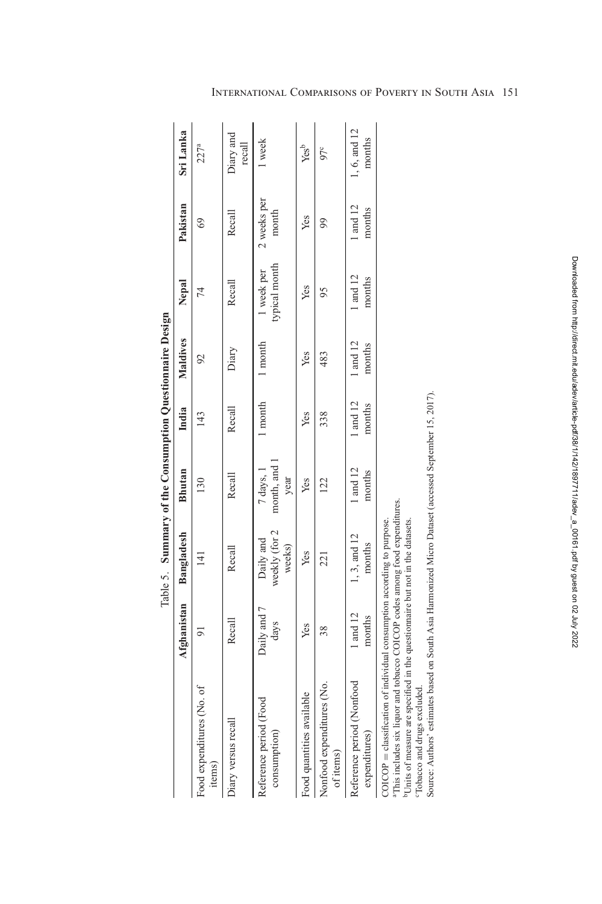Table 5. **Summary of the Consumption Questionnaire Design**

| | Afghanistan | Bangladesh | Bhutan | India | Maldives | Nepal | Pakistan | Sri Lanka |
|---|---|---|---|---|---|---|---|---|
| Food expenditures (No. of items) | 91 | 141 | 130 | 143 | 92 | 74 | 69 | 227[a] |
| Diary versus recall | Recall | Recall | Recall | Recall | Diary | Recall | Recall | Diary and recall |
| Reference period (Food consumption) | Daily and 7 days | Daily and weekly (for 2 weeks) | 7 days, 1 month, and 1 year | 1 month | 1 month | 1 week per typical month | 2 weeks per month | 1 week |
| Food quantities available | Yes | Yes | Yes | Yes | Yes | Yes | Yes | Yes[b] |
| Nonfood expenditures (No. of items) | 38 | 221 | 122 | 338 | 483 | 95 | 99 | 97[c] |
| Reference period (Nonfood expenditures) | 1 and 12 months | 1, 3, and 12 months | 1 and 12 months | 1 and 12 months | 1 and 12 months | 1 and 12 months | 1 and 12 months | 1, 6, and 12 months |

COICOP = classification of individual consumption according to purpose.
[a]This includes six liquor and tobacco COICOP codes among food expenditures.
[b]Units of measure are specified in the questionnaire but not in the datasets.
[c]Tobacco and drugs excluded.
Source: Authors' estimates based on South Asia Harmonized Micro Dataset (accessed September 15, 2017).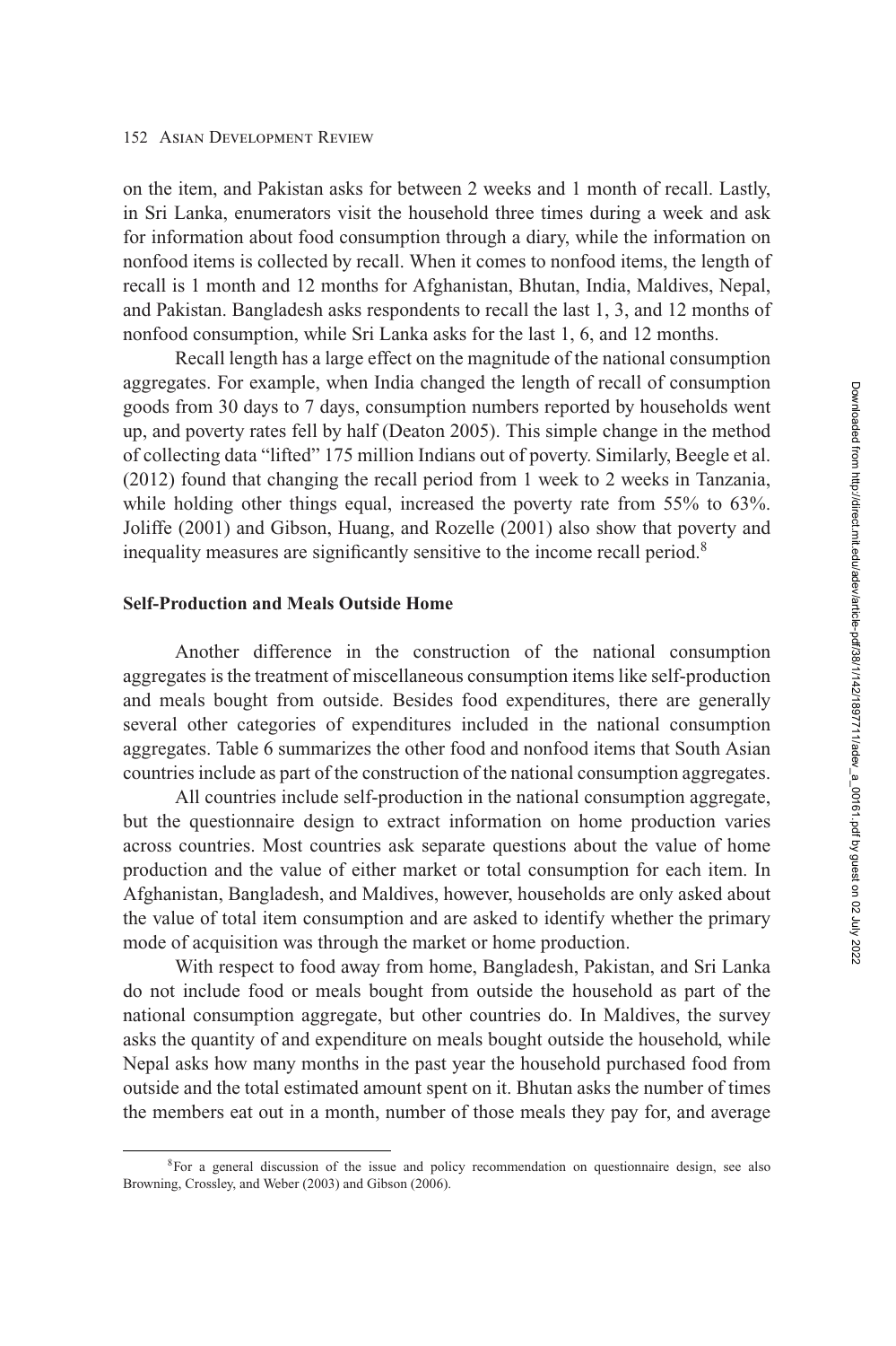on the item, and Pakistan asks for between 2 weeks and 1 month of recall. Lastly, in Sri Lanka, enumerators visit the household three times during a week and ask for information about food consumption through a diary, while the information on nonfood items is collected by recall. When it comes to nonfood items, the length of recall is 1 month and 12 months for Afghanistan, Bhutan, India, Maldives, Nepal, and Pakistan. Bangladesh asks respondents to recall the last 1, 3, and 12 months of nonfood consumption, while Sri Lanka asks for the last 1, 6, and 12 months.

Recall length has a large effect on the magnitude of the national consumption aggregates. For example, when India changed the length of recall of consumption goods from 30 days to 7 days, consumption numbers reported by households went up, and poverty rates fell by half (Deaton 2005). This simple change in the method of collecting data "lifted" 175 million Indians out of poverty. Similarly, Beegle et al. (2012) found that changing the recall period from 1 week to 2 weeks in Tanzania, while holding other things equal, increased the poverty rate from 55% to 63%. Joliffe (2001) and Gibson, Huang, and Rozelle (2001) also show that poverty and inequality measures are significantly sensitive to the income recall period.[8]

### Self-Production and Meals Outside Home

Another difference in the construction of the national consumption aggregates is the treatment of miscellaneous consumption items like self-production and meals bought from outside. Besides food expenditures, there are generally several other categories of expenditures included in the national consumption aggregates. Table 6 summarizes the other food and nonfood items that South Asian countries include as part of the construction of the national consumption aggregates.

All countries include self-production in the national consumption aggregate, but the questionnaire design to extract information on home production varies across countries. Most countries ask separate questions about the value of home production and the value of either market or total consumption for each item. In Afghanistan, Bangladesh, and Maldives, however, households are only asked about the value of total item consumption and are asked to identify whether the primary mode of acquisition was through the market or home production.

With respect to food away from home, Bangladesh, Pakistan, and Sri Lanka do not include food or meals bought from outside the household as part of the national consumption aggregate, but other countries do. In Maldives, the survey asks the quantity of and expenditure on meals bought outside the household, while Nepal asks how many months in the past year the household purchased food from outside and the total estimated amount spent on it. Bhutan asks the number of times the members eat out in a month, number of those meals they pay for, and average

[8]For a general discussion of the issue and policy recommendation on questionnaire design, see also Browning, Crossley, and Weber (2003) and Gibson (2006).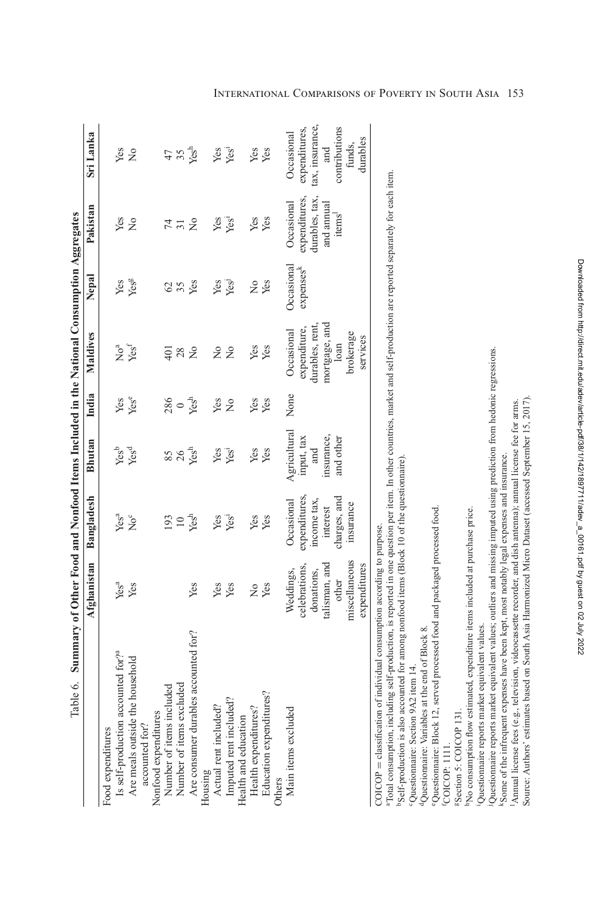Table 6. **Summary of Other Food and Nonfood Items Included in the National Consumption Aggregates**

| | Afghanistan | Bangladesh | Bhutan | India | Maldives | Nepal | Pakistan | Sri Lanka |
|---|---|---|---|---|---|---|---|---|
| Food expenditures | | | | | | | | |
| Is self-production accounted for?[a] | Yes[a] | Yes[a] | Yes[b] | Yes | No[a] | Yes | Yes | Yes |
| Are meals outside the household accounted for? | Yes | No[c] | Yes[d] | Yes[e] | Yes[f] | Yes[g] | No | No |
| Nonfood expenditures | | | | | | | | |
| Number of items included | | 193 | 85 | 286 | 401 | 62 | 74 | 47 |
| Number of items excluded | | 10 | 26 | 0 | 28 | 35 | 31 | 35 |
| Are consumer durables accounted for? | Yes | Yes[h] | Yes[h] | Yes[h] | No | Yes | No | Yes[h] |
| Housing | | | | | | | | |
| Actual rent included? | Yes | Yes | Yes | Yes | No | Yes | Yes | Yes |
| Imputed rent included? | Yes | Yes[i] | Yes[i] | No | No | Yes[j] | Yes[i] | Yes[i] |
| Health and education | | | | | | | | |
| Health expenditures? | No | Yes | Yes | Yes | Yes | No | Yes | Yes |
| Education expenditures? | Yes | Yes | Yes | Yes | Yes | Yes | Yes | Yes |
| Others | | | | | | | | |
| Main items excluded | Weddings, celebrations, donations, talisman, and other miscellaneous expenditures | Occasional expenditures, income tax, interest charges, and insurance | Agricultural input, tax and insurance, and other | None | Occasional expenditure, durables, rent, mortgage, and loan brokerage services | Occasional expenses[k] | Occasional expenditures, durables, tax, and annual items[l] | Occasional expenditures, tax, insurance, and contributions funds, durables |

COICOP = classification of individual consumption according to purpose.

[a]Total consumption, including self-production, is reported in one question per item. In other countries, market and self-production are reported separately for each item.

[b]Self-production is also accounted for among nonfood items (Block 10 of the questionnaire).

[c]Questionnaire: Section 9A2 item 14.

[d]Questionnaire: Variables at the end of Block 8.

[e]Questionnaire: Block 12, served processed food and packaged processed food.

[f]COICOP: 1111.

[g]Section 5: COICOP 131.

[h]No consumption flow estimated, expenditure items included at purchase price.

[i]Questionnaire reports market equivalent values.

[j]Questionnaire reports market equivalent values; outliers and missing imputed using prediction from hedonic regressions.

[k]Some of the infrequent expenses have been kept, most notably legal expenses and insurance.

[l]Annual license fees (e.g., television, videocassette recorder, and dish antenna); annual license fee for arms.

Source: Authors' estimates based on South Asia Harmonized Micro Dataset (accessed September 15, 2017).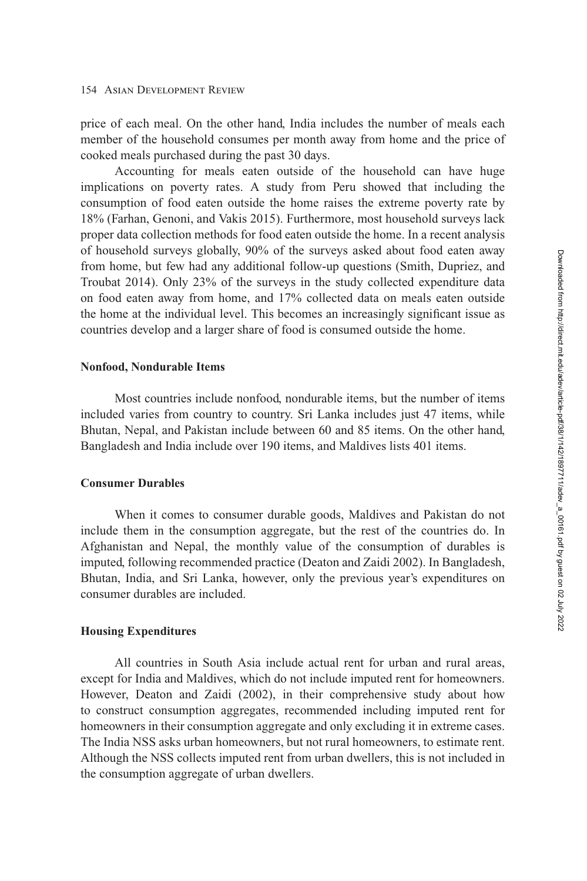price of each meal. On the other hand, India includes the number of meals each member of the household consumes per month away from home and the price of cooked meals purchased during the past 30 days.

Accounting for meals eaten outside of the household can have huge implications on poverty rates. A study from Peru showed that including the consumption of food eaten outside the home raises the extreme poverty rate by 18% (Farhan, Genoni, and Vakis 2015). Furthermore, most household surveys lack proper data collection methods for food eaten outside the home. In a recent analysis of household surveys globally, 90% of the surveys asked about food eaten away from home, but few had any additional follow-up questions (Smith, Dupriez, and Troubat 2014). Only 23% of the surveys in the study collected expenditure data on food eaten away from home, and 17% collected data on meals eaten outside the home at the individual level. This becomes an increasingly significant issue as countries develop and a larger share of food is consumed outside the home.

**Nonfood, Nondurable Items**

Most countries include nonfood, nondurable items, but the number of items included varies from country to country. Sri Lanka includes just 47 items, while Bhutan, Nepal, and Pakistan include between 60 and 85 items. On the other hand, Bangladesh and India include over 190 items, and Maldives lists 401 items.

**Consumer Durables**

When it comes to consumer durable goods, Maldives and Pakistan do not include them in the consumption aggregate, but the rest of the countries do. In Afghanistan and Nepal, the monthly value of the consumption of durables is imputed, following recommended practice (Deaton and Zaidi 2002). In Bangladesh, Bhutan, India, and Sri Lanka, however, only the previous year's expenditures on consumer durables are included.

**Housing Expenditures**

All countries in South Asia include actual rent for urban and rural areas, except for India and Maldives, which do not include imputed rent for homeowners. However, Deaton and Zaidi (2002), in their comprehensive study about how to construct consumption aggregates, recommended including imputed rent for homeowners in their consumption aggregate and only excluding it in extreme cases. The India NSS asks urban homeowners, but not rural homeowners, to estimate rent. Although the NSS collects imputed rent from urban dwellers, this is not included in the consumption aggregate of urban dwellers.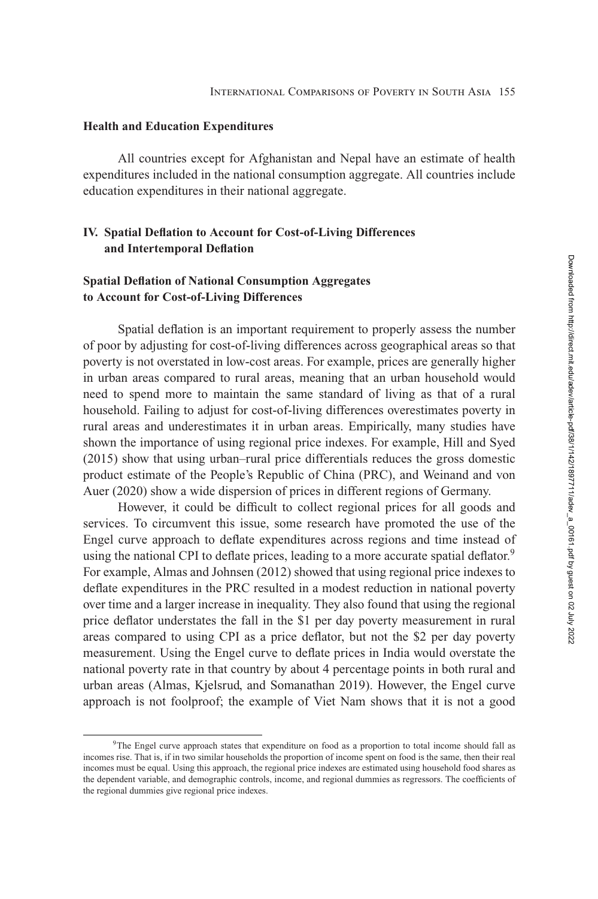### Health and Education Expenditures

All countries except for Afghanistan and Nepal have an estimate of health expenditures included in the national consumption aggregate. All countries include education expenditures in their national aggregate.

## IV. Spatial Deflation to Account for Cost-of-Living Differences and Intertemporal Deflation

### Spatial Deflation of National Consumption Aggregates to Account for Cost-of-Living Differences

Spatial deflation is an important requirement to properly assess the number of poor by adjusting for cost-of-living differences across geographical areas so that poverty is not overstated in low-cost areas. For example, prices are generally higher in urban areas compared to rural areas, meaning that an urban household would need to spend more to maintain the same standard of living as that of a rural household. Failing to adjust for cost-of-living differences overestimates poverty in rural areas and underestimates it in urban areas. Empirically, many studies have shown the importance of using regional price indexes. For example, Hill and Syed (2015) show that using urban–rural price differentials reduces the gross domestic product estimate of the People's Republic of China (PRC), and Weinand and von Auer (2020) show a wide dispersion of prices in different regions of Germany.

However, it could be difficult to collect regional prices for all goods and services. To circumvent this issue, some research have promoted the use of the Engel curve approach to deflate expenditures across regions and time instead of using the national CPI to deflate prices, leading to a more accurate spatial deflator.[9] For example, Almas and Johnsen (2012) showed that using regional price indexes to deflate expenditures in the PRC resulted in a modest reduction in national poverty over time and a larger increase in inequality. They also found that using the regional price deflator understates the fall in the \$1 per day poverty measurement in rural areas compared to using CPI as a price deflator, but not the \$2 per day poverty measurement. Using the Engel curve to deflate prices in India would overstate the national poverty rate in that country by about 4 percentage points in both rural and urban areas (Almas, Kjelsrud, and Somanathan 2019). However, the Engel curve approach is not foolproof; the example of Viet Nam shows that it is not a good

[9] The Engel curve approach states that expenditure on food as a proportion to total income should fall as incomes rise. That is, if in two similar households the proportion of income spent on food is the same, then their real incomes must be equal. Using this approach, the regional price indexes are estimated using household food shares as the dependent variable, and demographic controls, income, and regional dummies as regressors. The coefficients of the regional dummies give regional price indexes.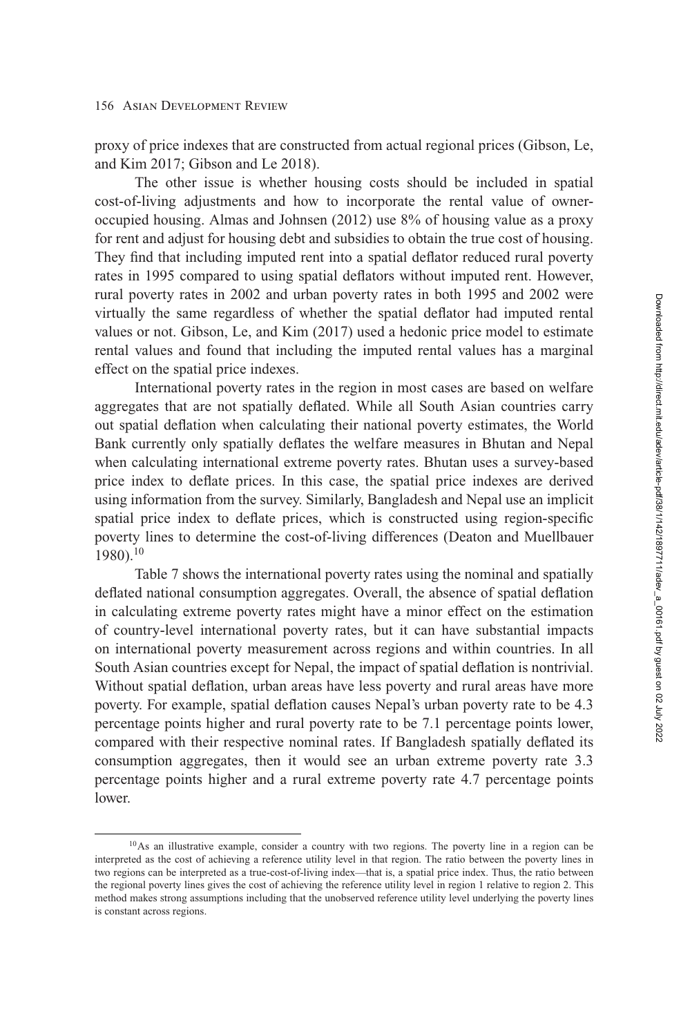proxy of price indexes that are constructed from actual regional prices (Gibson, Le, and Kim 2017; Gibson and Le 2018).

The other issue is whether housing costs should be included in spatial cost-of-living adjustments and how to incorporate the rental value of owner-occupied housing. Almas and Johnsen (2012) use 8% of housing value as a proxy for rent and adjust for housing debt and subsidies to obtain the true cost of housing. They find that including imputed rent into a spatial deflator reduced rural poverty rates in 1995 compared to using spatial deflators without imputed rent. However, rural poverty rates in 2002 and urban poverty rates in both 1995 and 2002 were virtually the same regardless of whether the spatial deflator had imputed rental values or not. Gibson, Le, and Kim (2017) used a hedonic price model to estimate rental values and found that including the imputed rental values has a marginal effect on the spatial price indexes.

International poverty rates in the region in most cases are based on welfare aggregates that are not spatially deflated. While all South Asian countries carry out spatial deflation when calculating their national poverty estimates, the World Bank currently only spatially deflates the welfare measures in Bhutan and Nepal when calculating international extreme poverty rates. Bhutan uses a survey-based price index to deflate prices. In this case, the spatial price indexes are derived using information from the survey. Similarly, Bangladesh and Nepal use an implicit spatial price index to deflate prices, which is constructed using region-specific poverty lines to determine the cost-of-living differences (Deaton and Muellbauer 1980).[10]

Table 7 shows the international poverty rates using the nominal and spatially deflated national consumption aggregates. Overall, the absence of spatial deflation in calculating extreme poverty rates might have a minor effect on the estimation of country-level international poverty rates, but it can have substantial impacts on international poverty measurement across regions and within countries. In all South Asian countries except for Nepal, the impact of spatial deflation is nontrivial. Without spatial deflation, urban areas have less poverty and rural areas have more poverty. For example, spatial deflation causes Nepal's urban poverty rate to be 4.3 percentage points higher and rural poverty rate to be 7.1 percentage points lower, compared with their respective nominal rates. If Bangladesh spatially deflated its consumption aggregates, then it would see an urban extreme poverty rate 3.3 percentage points higher and a rural extreme poverty rate 4.7 percentage points lower.

[10]As an illustrative example, consider a country with two regions. The poverty line in a region can be interpreted as the cost of achieving a reference utility level in that region. The ratio between the poverty lines in two regions can be interpreted as a true-cost-of-living index—that is, a spatial price index. Thus, the ratio between the regional poverty lines gives the cost of achieving the reference utility level in region 1 relative to region 2. This method makes strong assumptions including that the unobserved reference utility level underlying the poverty lines is constant across regions.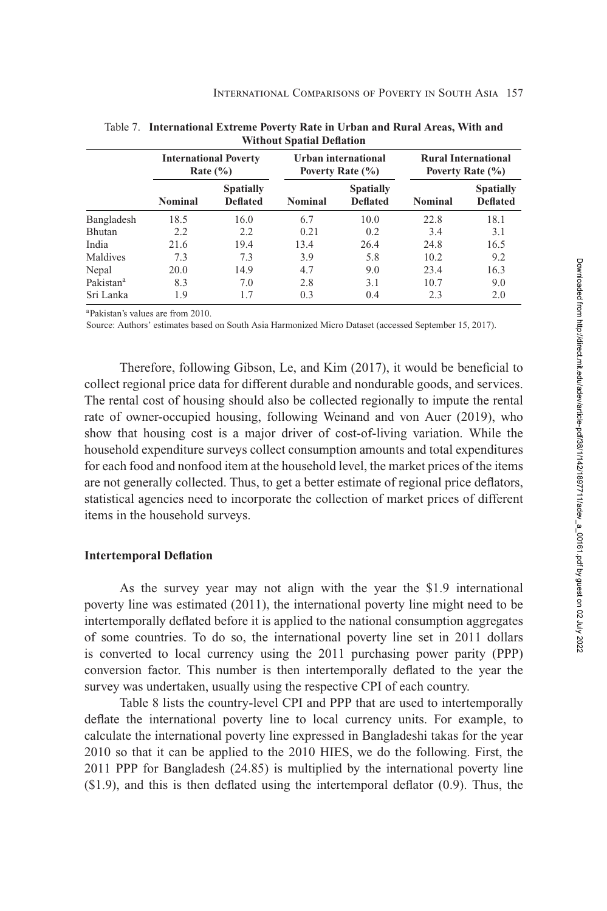Table 7. **International Extreme Poverty Rate in Urban and Rural Areas, With and Without Spatial Deflation**

| | International Poverty Rate (%) | | Urban international Poverty Rate (%) | | Rural International Poverty Rate (%) | |
|---|---|---|---|---|---|---|
| | Nominal | Spatially Deflated | Nominal | Spatially Deflated | Nominal | Spatially Deflated |
| Bangladesh | 18.5 | 16.0 | 6.7 | 10.0 | 22.8 | 18.1 |
| Bhutan | 2.2 | 2.2 | 0.21 | 0.2 | 3.4 | 3.1 |
| India | 21.6 | 19.4 | 13.4 | 26.4 | 24.8 | 16.5 |
| Maldives | 7.3 | 7.3 | 3.9 | 5.8 | 10.2 | 9.2 |
| Nepal | 20.0 | 14.9 | 4.7 | 9.0 | 23.4 | 16.3 |
| Pakistan[a] | 8.3 | 7.0 | 2.8 | 3.1 | 10.7 | 9.0 |
| Sri Lanka | 1.9 | 1.7 | 0.3 | 0.4 | 2.3 | 2.0 |

[a]Pakistan's values are from 2010.

Source: Authors' estimates based on South Asia Harmonized Micro Dataset (accessed September 15, 2017).

Therefore, following Gibson, Le, and Kim (2017), it would be beneficial to collect regional price data for different durable and nondurable goods, and services. The rental cost of housing should also be collected regionally to impute the rental rate of owner-occupied housing, following Weinand and von Auer (2019), who show that housing cost is a major driver of cost-of-living variation. While the household expenditure surveys collect consumption amounts and total expenditures for each food and nonfood item at the household level, the market prices of the items are not generally collected. Thus, to get a better estimate of regional price deflators, statistical agencies need to incorporate the collection of market prices of different items in the household surveys.

### Intertemporal Deflation

As the survey year may not align with the year the \$1.9 international poverty line was estimated (2011), the international poverty line might need to be intertemporally deflated before it is applied to the national consumption aggregates of some countries. To do so, the international poverty line set in 2011 dollars is converted to local currency using the 2011 purchasing power parity (PPP) conversion factor. This number is then intertemporally deflated to the year the survey was undertaken, usually using the respective CPI of each country.

Table 8 lists the country-level CPI and PPP that are used to intertemporally deflate the international poverty line to local currency units. For example, to calculate the international poverty line expressed in Bangladeshi takas for the year 2010 so that it can be applied to the 2010 HIES, we do the following. First, the 2011 PPP for Bangladesh (24.85) is multiplied by the international poverty line (\$1.9), and this is then deflated using the intertemporal deflator (0.9). Thus, the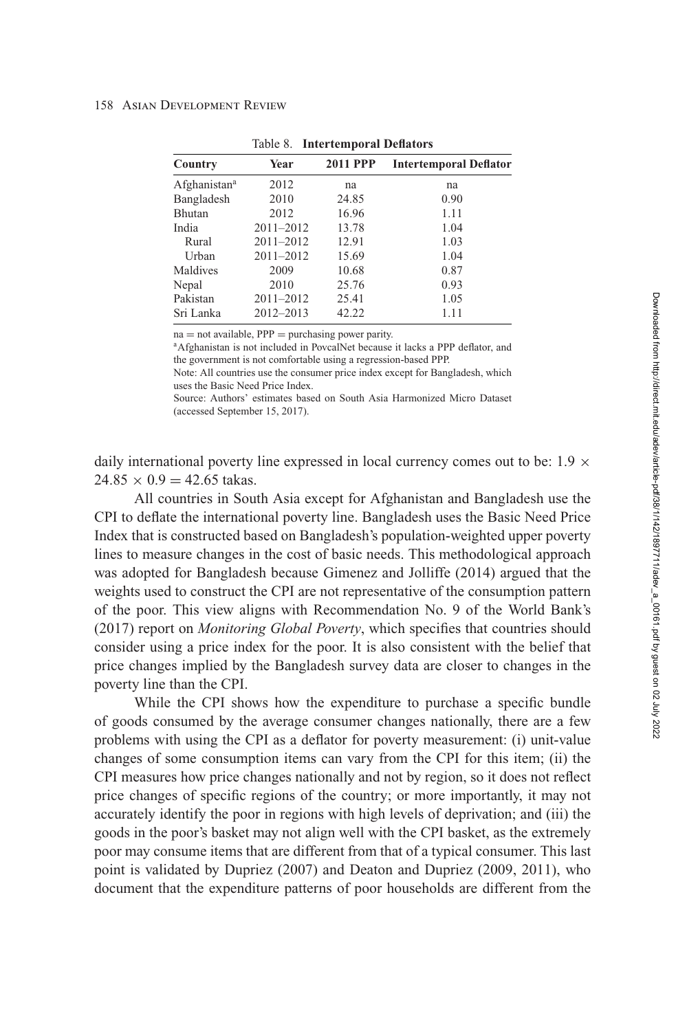Table 8. **Intertemporal Deflators**

| Country | Year | 2011 PPP | Intertemporal Deflator |
|---|---|---|---|
| Afghanistan[a] | 2012 | na | na |
| Bangladesh | 2010 | 24.85 | 0.90 |
| Bhutan | 2012 | 16.96 | 1.11 |
| India | 2011–2012 | 13.78 | 1.04 |
| Rural | 2011–2012 | 12.91 | 1.03 |
| Urban | 2011–2012 | 15.69 | 1.04 |
| Maldives | 2009 | 10.68 | 0.87 |
| Nepal | 2010 | 25.76 | 0.93 |
| Pakistan | 2011–2012 | 25.41 | 1.05 |
| Sri Lanka | 2012–2013 | 42.22 | 1.11 |

na = not available, PPP = purchasing power parity.

[a]Afghanistan is not included in PovcalNet because it lacks a PPP deflator, and the government is not comfortable using a regression-based PPP.

Note: All countries use the consumer price index except for Bangladesh, which uses the Basic Need Price Index.

Source: Authors' estimates based on South Asia Harmonized Micro Dataset (accessed September 15, 2017).

daily international poverty line expressed in local currency comes out to be: $1.9 \times 24.85 \times 0.9 = 42.65$ takas.

All countries in South Asia except for Afghanistan and Bangladesh use the CPI to deflate the international poverty line. Bangladesh uses the Basic Need Price Index that is constructed based on Bangladesh's population-weighted upper poverty lines to measure changes in the cost of basic needs. This methodological approach was adopted for Bangladesh because Gimenez and Jolliffe (2014) argued that the weights used to construct the CPI are not representative of the consumption pattern of the poor. This view aligns with Recommendation No. 9 of the World Bank's (2017) report on *Monitoring Global Poverty*, which specifies that countries should consider using a price index for the poor. It is also consistent with the belief that price changes implied by the Bangladesh survey data are closer to changes in the poverty line than the CPI.

While the CPI shows how the expenditure to purchase a specific bundle of goods consumed by the average consumer changes nationally, there are a few problems with using the CPI as a deflator for poverty measurement: (i) unit-value changes of some consumption items can vary from the CPI for this item; (ii) the CPI measures how price changes nationally and not by region, so it does not reflect price changes of specific regions of the country; or more importantly, it may not accurately identify the poor in regions with high levels of deprivation; and (iii) the goods in the poor's basket may not align well with the CPI basket, as the extremely poor may consume items that are different from that of a typical consumer. This last point is validated by Dupriez (2007) and Deaton and Dupriez (2009, 2011), who document that the expenditure patterns of poor households are different from the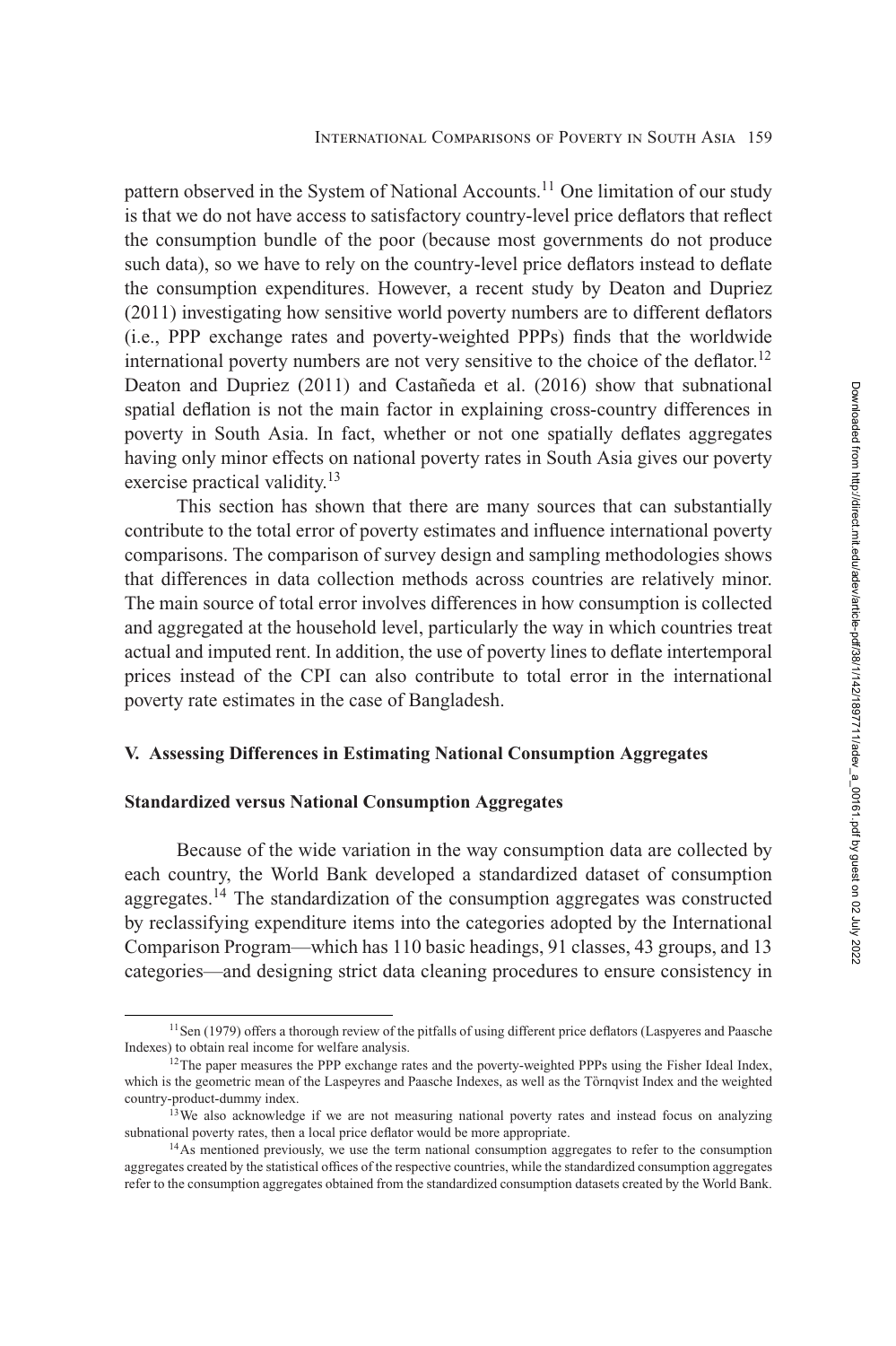pattern observed in the System of National Accounts.[11] One limitation of our study is that we do not have access to satisfactory country-level price deflators that reflect the consumption bundle of the poor (because most governments do not produce such data), so we have to rely on the country-level price deflators instead to deflate the consumption expenditures. However, a recent study by Deaton and Dupriez (2011) investigating how sensitive world poverty numbers are to different deflators (i.e., PPP exchange rates and poverty-weighted PPPs) finds that the worldwide international poverty numbers are not very sensitive to the choice of the deflator.[12] Deaton and Dupriez (2011) and Castañeda et al. (2016) show that subnational spatial deflation is not the main factor in explaining cross-country differences in poverty in South Asia. In fact, whether or not one spatially deflates aggregates having only minor effects on national poverty rates in South Asia gives our poverty exercise practical validity.[13]

This section has shown that there are many sources that can substantially contribute to the total error of poverty estimates and influence international poverty comparisons. The comparison of survey design and sampling methodologies shows that differences in data collection methods across countries are relatively minor. The main source of total error involves differences in how consumption is collected and aggregated at the household level, particularly the way in which countries treat actual and imputed rent. In addition, the use of poverty lines to deflate intertemporal prices instead of the CPI can also contribute to total error in the international poverty rate estimates in the case of Bangladesh.

## V. Assessing Differences in Estimating National Consumption Aggregates

### Standardized versus National Consumption Aggregates

Because of the wide variation in the way consumption data are collected by each country, the World Bank developed a standardized dataset of consumption aggregates.[14] The standardization of the consumption aggregates was constructed by reclassifying expenditure items into the categories adopted by the International Comparison Program—which has 110 basic headings, 91 classes, 43 groups, and 13 categories—and designing strict data cleaning procedures to ensure consistency in

---

[11] Sen (1979) offers a thorough review of the pitfalls of using different price deflators (Laspyeres and Paasche Indexes) to obtain real income for welfare analysis.

[12] The paper measures the PPP exchange rates and the poverty-weighted PPPs using the Fisher Ideal Index, which is the geometric mean of the Laspeyres and Paasche Indexes, as well as the Törnqvist Index and the weighted country-product-dummy index.

[13] We also acknowledge if we are not measuring national poverty rates and instead focus on analyzing subnational poverty rates, then a local price deflator would be more appropriate.

[14] As mentioned previously, we use the term national consumption aggregates to refer to the consumption aggregates created by the statistical offices of the respective countries, while the standardized consumption aggregates refer to the consumption aggregates obtained from the standardized consumption datasets created by the World Bank.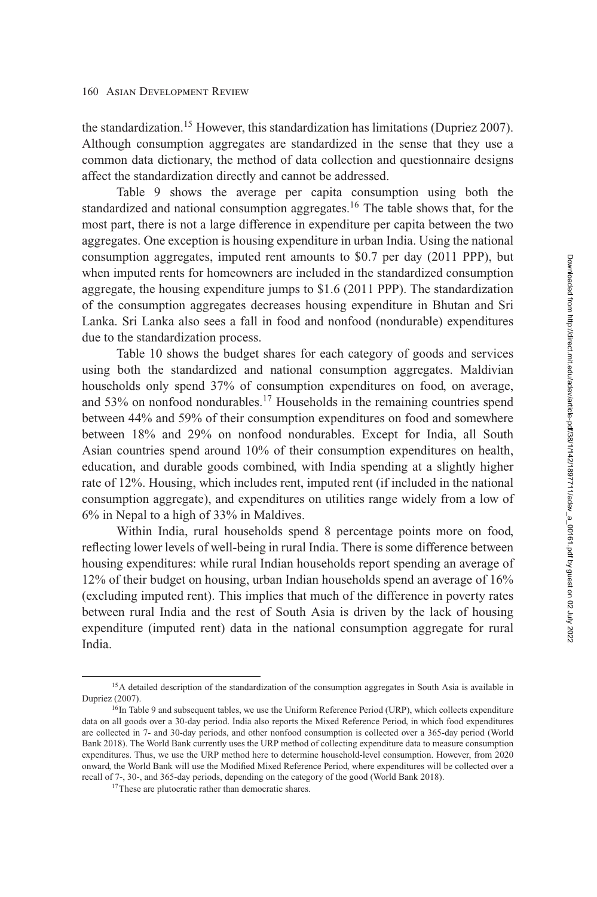the standardization.[15] However, this standardization has limitations (Dupriez 2007). Although consumption aggregates are standardized in the sense that they use a common data dictionary, the method of data collection and questionnaire designs affect the standardization directly and cannot be addressed.

Table 9 shows the average per capita consumption using both the standardized and national consumption aggregates.[16] The table shows that, for the most part, there is not a large difference in expenditure per capita between the two aggregates. One exception is housing expenditure in urban India. Using the national consumption aggregates, imputed rent amounts to $0.7 per day (2011 PPP), but when imputed rents for homeowners are included in the standardized consumption aggregate, the housing expenditure jumps to $1.6 (2011 PPP). The standardization of the consumption aggregates decreases housing expenditure in Bhutan and Sri Lanka. Sri Lanka also sees a fall in food and nonfood (nondurable) expenditures due to the standardization process.

Table 10 shows the budget shares for each category of goods and services using both the standardized and national consumption aggregates. Maldivian households only spend 37% of consumption expenditures on food, on average, and 53% on nonfood nondurables.[17] Households in the remaining countries spend between 44% and 59% of their consumption expenditures on food and somewhere between 18% and 29% on nonfood nondurables. Except for India, all South Asian countries spend around 10% of their consumption expenditures on health, education, and durable goods combined, with India spending at a slightly higher rate of 12%. Housing, which includes rent, imputed rent (if included in the national consumption aggregate), and expenditures on utilities range widely from a low of 6% in Nepal to a high of 33% in Maldives.

Within India, rural households spend 8 percentage points more on food, reflecting lower levels of well-being in rural India. There is some difference between housing expenditures: while rural Indian households report spending an average of 12% of their budget on housing, urban Indian households spend an average of 16% (excluding imputed rent). This implies that much of the difference in poverty rates between rural India and the rest of South Asia is driven by the lack of housing expenditure (imputed rent) data in the national consumption aggregate for rural India.

---

[15] A detailed description of the standardization of the consumption aggregates in South Asia is available in Dupriez (2007).

[16] In Table 9 and subsequent tables, we use the Uniform Reference Period (URP), which collects expenditure data on all goods over a 30-day period. India also reports the Mixed Reference Period, in which food expenditures are collected in 7- and 30-day periods, and other nonfood consumption is collected over a 365-day period (World Bank 2018). The World Bank currently uses the URP method of collecting expenditure data to measure consumption expenditures. Thus, we use the URP method here to determine household-level consumption. However, from 2020 onward, the World Bank will use the Modified Mixed Reference Period, where expenditures will be collected over a recall of 7-, 30-, and 365-day periods, depending on the category of the good (World Bank 2018).

[17] These are plutocratic rather than democratic shares.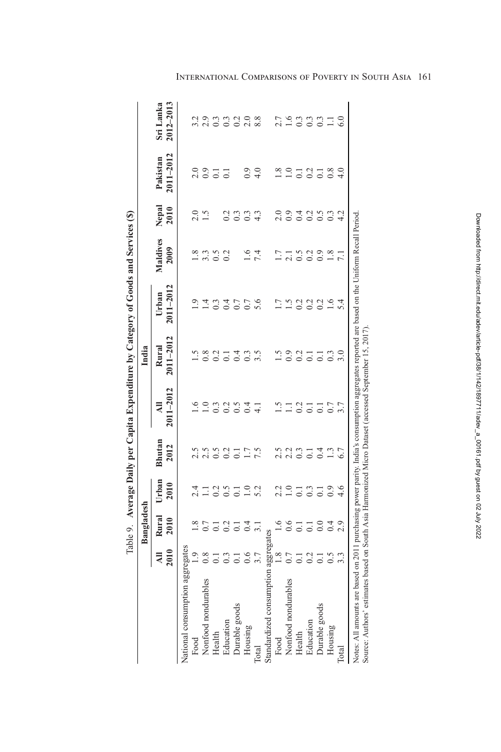Table 9. **Average Daily per Capita Expenditure by Category of Goods and Services ($)**

| | **Bangladesh** | | | | **India** | | | | | | |
|---|---|---|---|---|---|---|---|---|---|---|---|
| | **All 2010** | **Rural 2010** | **Urban 2010** | **Bhutan 2012** | **All 2011–2012** | **Rural 2011–2012** | **Urban 2011–2012** | **Maldives 2009** | **Nepal 2010** | **Pakistan 2011–2012** | **Sri Lanka 2012–2013** |
| National consumption aggregates | | | | | | | | | | | |
| Food | 1.9 | 1.8 | 2.4 | 2.5 | 1.6 | 1.5 | 1.9 | 1.8 | 2.0 | 2.0 | 3.2 |
| Nonfood nondurables | 0.8 | 0.7 | 1.1 | 2.5 | 1.0 | 0.8 | 1.4 | 3.3 | 1.5 | 0.9 | 2.9 |
| Health | 0.1 | 0.1 | 0.2 | 0.5 | 0.3 | 0.2 | 0.3 | 0.5 | | 0.1 | 0.3 |
| Education | 0.3 | 0.2 | 0.5 | 0.2 | 0.2 | 0.1 | 0.4 | 0.2 | 0.2 | 0.1 | 0.3 |
| Durable goods | 0.1 | 0.1 | 0.1 | 0.1 | 0.5 | 0.4 | 0.7 | | 0.3 | | 0.2 |
| Housing | 0.6 | 0.4 | 1.0 | 1.7 | 0.4 | 0.3 | 0.7 | 1.6 | 0.3 | 0.9 | 2.0 |
| Total | 3.7 | 3.1 | 5.2 | 7.5 | 4.1 | 3.5 | 5.6 | 7.4 | 4.3 | 4.0 | 8.8 |
| Standardized consumption aggregates | | | | | | | | | | | |
| Food | 1.8 | 1.6 | 2.2 | 2.5 | 1.5 | 1.5 | 1.7 | 1.7 | 2.0 | 1.8 | 2.7 |
| Nonfood nondurables | 0.7 | 0.6 | 1.0 | 2.2 | 1.1 | 0.9 | 1.5 | 2.1 | 0.9 | 1.0 | 1.6 |
| Health | 0.1 | 0.1 | 0.1 | 0.3 | 0.2 | 0.2 | 0.2 | 0.5 | 0.4 | 0.1 | 0.3 |
| Education | 0.2 | 0.1 | 0.3 | 0.1 | 0.1 | 0.1 | 0.2 | 0.2 | 0.2 | 0.2 | 0.3 |
| Durable goods | 0.1 | 0.0 | 0.1 | 0.4 | 0.1 | 0.1 | 0.2 | 0.9 | 0.5 | 0.1 | 0.3 |
| Housing | 0.5 | 0.4 | 0.9 | 1.3 | 0.7 | 0.3 | 1.6 | 1.8 | 0.3 | 0.8 | 1.1 |
| Total | 3.3 | 2.9 | 4.6 | 6.7 | 3.7 | 3.0 | 5.4 | 7.1 | 4.2 | 4.0 | 6.0 |

Notes: All amounts are based on 2011 purchasing power parity. India's consumption aggregates reported are based on the Uniform Recall Period.
Source: Authors' estimates based on South Asia Harmonized Micro Dataset (accessed September 15, 2017).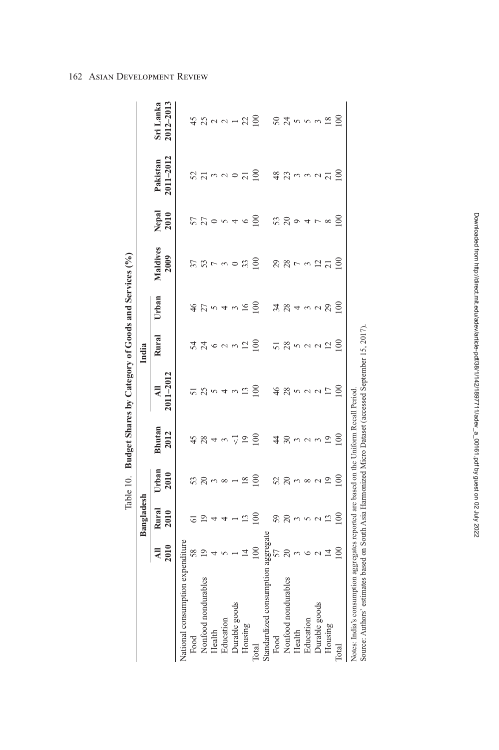Table 10. **Budget Shares by Category of Goods and Services (%)**

| | Bangladesh | | | Bhutan | India | | | Maldives | Nepal | Pakistan | Sri Lanka |
|---|---|---|---|---|---|---|---|---|---|---|---|
| | All 2010 | Rural 2010 | Urban 2010 | 2012 | All 2011–2012 | Rural | Urban | 2009 | 2010 | 2011–2012 | 2012–2013 |
| National consumption expenditure | | | | | | | | | | | |
| Food | 58 | 61 | 53 | 45 | 51 | 54 | 46 | 37 | 57 | 52 | 45 |
| Nonfood nondurables | 19 | 19 | 20 | 28 | 25 | 24 | 27 | 53 | 27 | 21 | 25 |
| Health | 4 | 4 | 3 | 4 | 5 | 6 | 5 | 7 | 0 | 3 | 2 |
| Education | 5 | 4 | 8 | 3 | 4 | 2 | 4 | 3 | 5 | 2 | 2 |
| Durable goods | 1 | 1 | 1 | <1 | 3 | 3 | 3 | 0 | 4 | 0 | 1 |
| Housing | 14 | 13 | 18 | 19 | 13 | 12 | 16 | 33 | 6 | 21 | 22 |
| Total | 100 | 100 | 100 | 100 | 100 | 100 | 100 | 100 | 100 | 100 | 100 |
| Standardized consumption aggregate | | | | | | | | | | | |
| Food | 57 | 59 | 52 | 44 | 46 | 51 | 34 | 29 | 53 | 48 | 50 |
| Nonfood nondurables | 20 | 20 | 20 | 30 | 28 | 28 | 28 | 28 | 20 | 23 | 24 |
| Health | 3 | 3 | 3 | 3 | 5 | 5 | 4 | 7 | 9 | 3 | 5 |
| Education | 6 | 5 | 8 | 2 | 2 | 2 | 3 | 3 | 4 | 3 | 5 |
| Durable goods | 2 | 2 | 2 | 3 | 2 | 2 | 2 | 12 | 7 | 2 | 3 |
| Housing | 14 | 13 | 19 | 19 | 17 | 12 | 29 | 21 | 8 | 21 | 18 |
| Total | 100 | 100 | 100 | 100 | 100 | 100 | 100 | 100 | 100 | 100 | 100 |

Notes: India's consumption aggregates reported are based on the Uniform Recall Period.
Source: Authors' estimates based on South Asia Harmonized Micro Dataset (accessed September 15, 2017).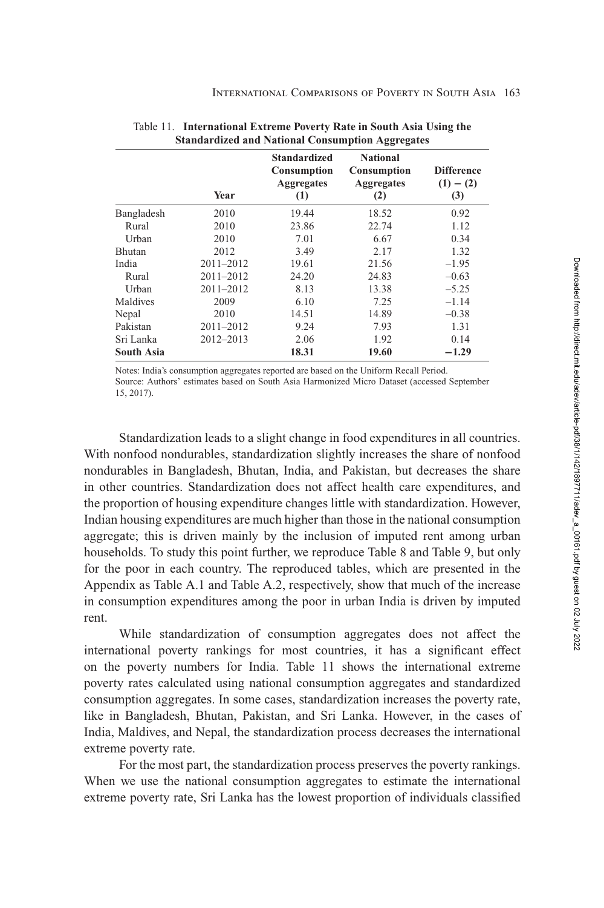Table 11. **International Extreme Poverty Rate in South Asia Using the Standardized and National Consumption Aggregates**

| | Year | Standardized Consumption Aggregates (1) | National Consumption Aggregates (2) | Difference (1) − (2) (3) |
|---|---|---|---|---|
| Bangladesh | 2010 | 19.44 | 18.52 | 0.92 |
| Rural | 2010 | 23.86 | 22.74 | 1.12 |
| Urban | 2010 | 7.01 | 6.67 | 0.34 |
| Bhutan | 2012 | 3.49 | 2.17 | 1.32 |
| India | 2011–2012 | 19.61 | 21.56 | –1.95 |
| Rural | 2011–2012 | 24.20 | 24.83 | –0.63 |
| Urban | 2011–2012 | 8.13 | 13.38 | –5.25 |
| Maldives | 2009 | 6.10 | 7.25 | –1.14 |
| Nepal | 2010 | 14.51 | 14.89 | –0.38 |
| Pakistan | 2011–2012 | 9.24 | 7.93 | 1.31 |
| Sri Lanka | 2012–2013 | 2.06 | 1.92 | 0.14 |
| **South Asia** | | **18.31** | **19.60** | **−1.29** |

Notes: India's consumption aggregates reported are based on the Uniform Recall Period.
Source: Authors' estimates based on South Asia Harmonized Micro Dataset (accessed September 15, 2017).

Standardization leads to a slight change in food expenditures in all countries. With nonfood nondurables, standardization slightly increases the share of nonfood nondurables in Bangladesh, Bhutan, India, and Pakistan, but decreases the share in other countries. Standardization does not affect health care expenditures, and the proportion of housing expenditure changes little with standardization. However, Indian housing expenditures are much higher than those in the national consumption aggregate; this is driven mainly by the inclusion of imputed rent among urban households. To study this point further, we reproduce Table 8 and Table 9, but only for the poor in each country. The reproduced tables, which are presented in the Appendix as Table A.1 and Table A.2, respectively, show that much of the increase in consumption expenditures among the poor in urban India is driven by imputed rent.

While standardization of consumption aggregates does not affect the international poverty rankings for most countries, it has a significant effect on the poverty numbers for India. Table 11 shows the international extreme poverty rates calculated using national consumption aggregates and standardized consumption aggregates. In some cases, standardization increases the poverty rate, like in Bangladesh, Bhutan, Pakistan, and Sri Lanka. However, in the cases of India, Maldives, and Nepal, the standardization process decreases the international extreme poverty rate.

For the most part, the standardization process preserves the poverty rankings. When we use the national consumption aggregates to estimate the international extreme poverty rate, Sri Lanka has the lowest proportion of individuals classified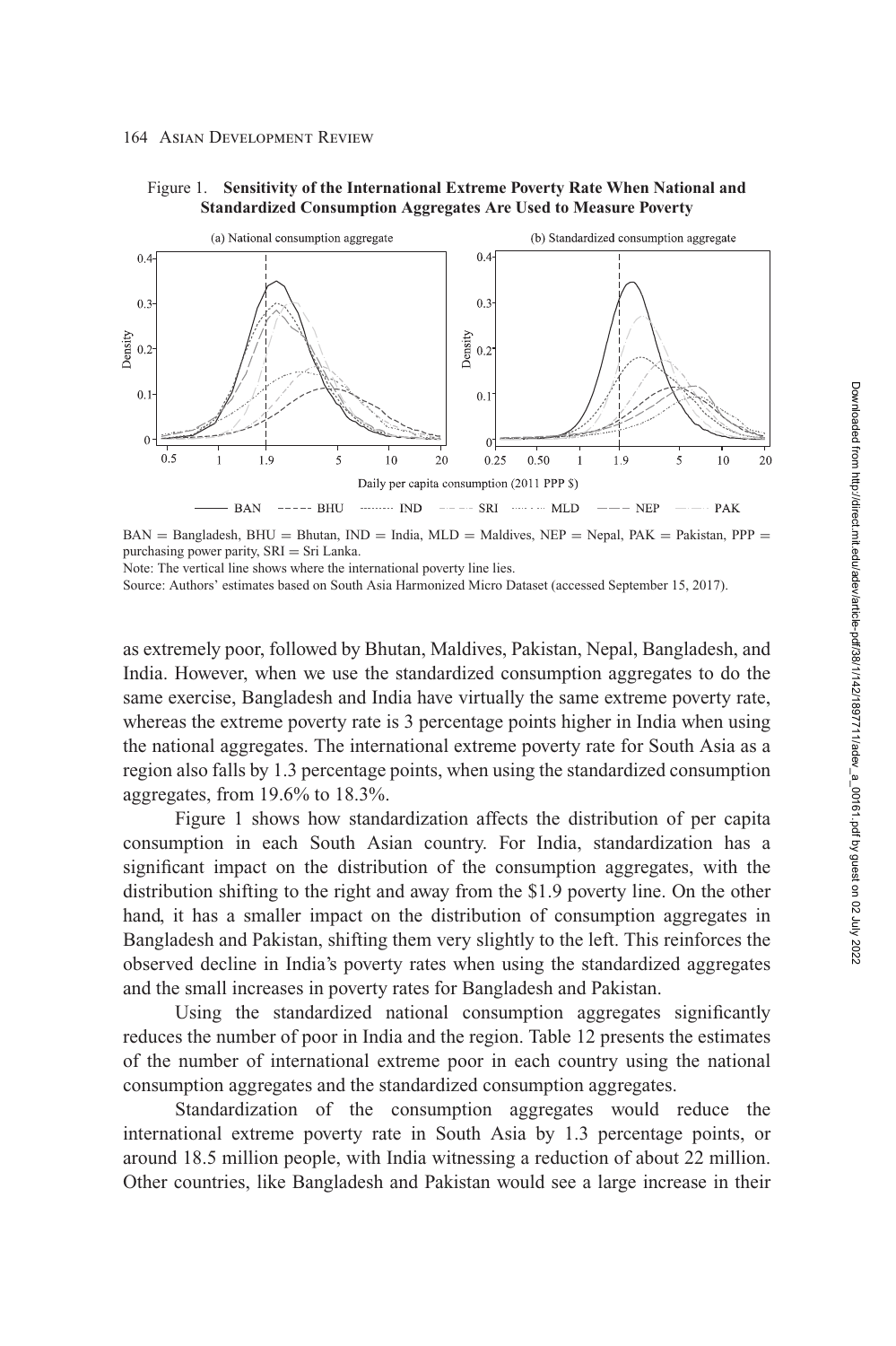Figure 1. **Sensitivity of the International Extreme Poverty Rate When National and Standardized Consumption Aggregates Are Used to Measure Poverty**

BAN = Bangladesh, BHU = Bhutan, IND = India, MLD = Maldives, NEP = Nepal, PAK = Pakistan, PPP = purchasing power parity, SRI = Sri Lanka.

Note: The vertical line shows where the international poverty line lies.

Source: Authors' estimates based on South Asia Harmonized Micro Dataset (accessed September 15, 2017).

as extremely poor, followed by Bhutan, Maldives, Pakistan, Nepal, Bangladesh, and India. However, when we use the standardized consumption aggregates to do the same exercise, Bangladesh and India have virtually the same extreme poverty rate, whereas the extreme poverty rate is 3 percentage points higher in India when using the national aggregates. The international extreme poverty rate for South Asia as a region also falls by 1.3 percentage points, when using the standardized consumption aggregates, from 19.6% to 18.3%.

Figure 1 shows how standardization affects the distribution of per capita consumption in each South Asian country. For India, standardization has a significant impact on the distribution of the consumption aggregates, with the distribution shifting to the right and away from the $1.9 poverty line. On the other hand, it has a smaller impact on the distribution of consumption aggregates in Bangladesh and Pakistan, shifting them very slightly to the left. This reinforces the observed decline in India's poverty rates when using the standardized aggregates and the small increases in poverty rates for Bangladesh and Pakistan.

Using the standardized national consumption aggregates significantly reduces the number of poor in India and the region. Table 12 presents the estimates of the number of international extreme poor in each country using the national consumption aggregates and the standardized consumption aggregates.

Standardization of the consumption aggregates would reduce the international extreme poverty rate in South Asia by 1.3 percentage points, or around 18.5 million people, with India witnessing a reduction of about 22 million. Other countries, like Bangladesh and Pakistan would see a large increase in their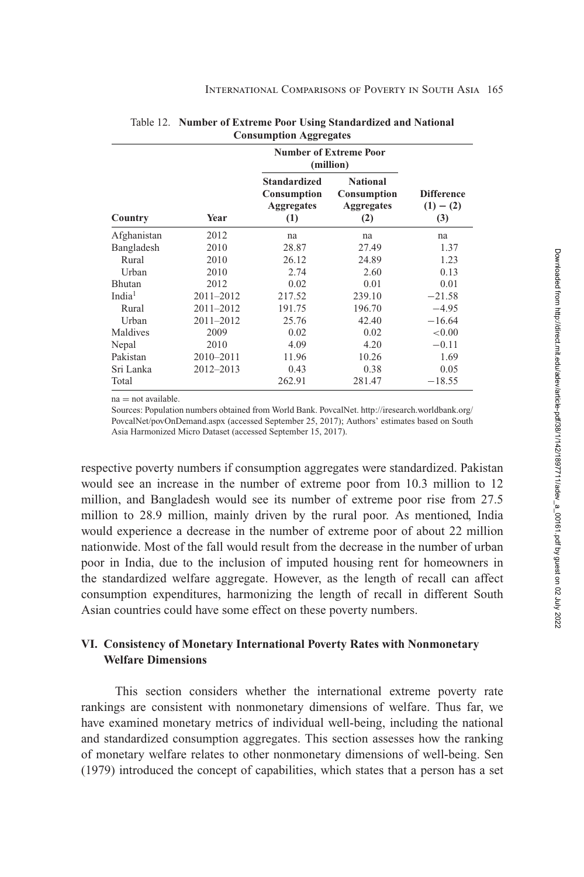Table 12. **Number of Extreme Poor Using Standardized and National Consumption Aggregates**

| Country | Year | Number of Extreme Poor (million) | | |
|---|---|---|---|---|
| | | **Standardized Consumption Aggregates (1)** | **National Consumption Aggregates (2)** | **Difference (1) − (2) (3)** |
| Afghanistan | 2012 | na | na | na |
| Bangladesh | 2010 | 28.87 | 27.49 | 1.37 |
| Rural | 2010 | 26.12 | 24.89 | 1.23 |
| Urban | 2010 | 2.74 | 2.60 | 0.13 |
| Bhutan | 2012 | 0.02 | 0.01 | 0.01 |
| India[1] | 2011–2012 | 217.52 | 239.10 | −21.58 |
| Rural | 2011–2012 | 191.75 | 196.70 | −4.95 |
| Urban | 2011–2012 | 25.76 | 42.40 | −16.64 |
| Maldives | 2009 | 0.02 | 0.02 | <0.00 |
| Nepal | 2010 | 4.09 | 4.20 | −0.11 |
| Pakistan | 2010–2011 | 11.96 | 10.26 | 1.69 |
| Sri Lanka | 2012–2013 | 0.43 | 0.38 | 0.05 |
| Total | | 262.91 | 281.47 | −18.55 |

na = not available.

Sources: Population numbers obtained from World Bank. PovcalNet. http://iresearch.worldbank.org/PovcalNet/povOnDemand.aspx (accessed September 25, 2017); Authors' estimates based on South Asia Harmonized Micro Dataset (accessed September 15, 2017).

respective poverty numbers if consumption aggregates were standardized. Pakistan would see an increase in the number of extreme poor from 10.3 million to 12 million, and Bangladesh would see its number of extreme poor rise from 27.5 million to 28.9 million, mainly driven by the rural poor. As mentioned, India would experience a decrease in the number of extreme poor of about 22 million nationwide. Most of the fall would result from the decrease in the number of urban poor in India, due to the inclusion of imputed housing rent for homeowners in the standardized welfare aggregate. However, as the length of recall can affect consumption expenditures, harmonizing the length of recall in different South Asian countries could have some effect on these poverty numbers.

## VI. Consistency of Monetary International Poverty Rates with Nonmonetary Welfare Dimensions

This section considers whether the international extreme poverty rate rankings are consistent with nonmonetary dimensions of welfare. Thus far, we have examined monetary metrics of individual well-being, including the national and standardized consumption aggregates. This section assesses how the ranking of monetary welfare relates to other nonmonetary dimensions of well-being. Sen (1979) introduced the concept of capabilities, which states that a person has a set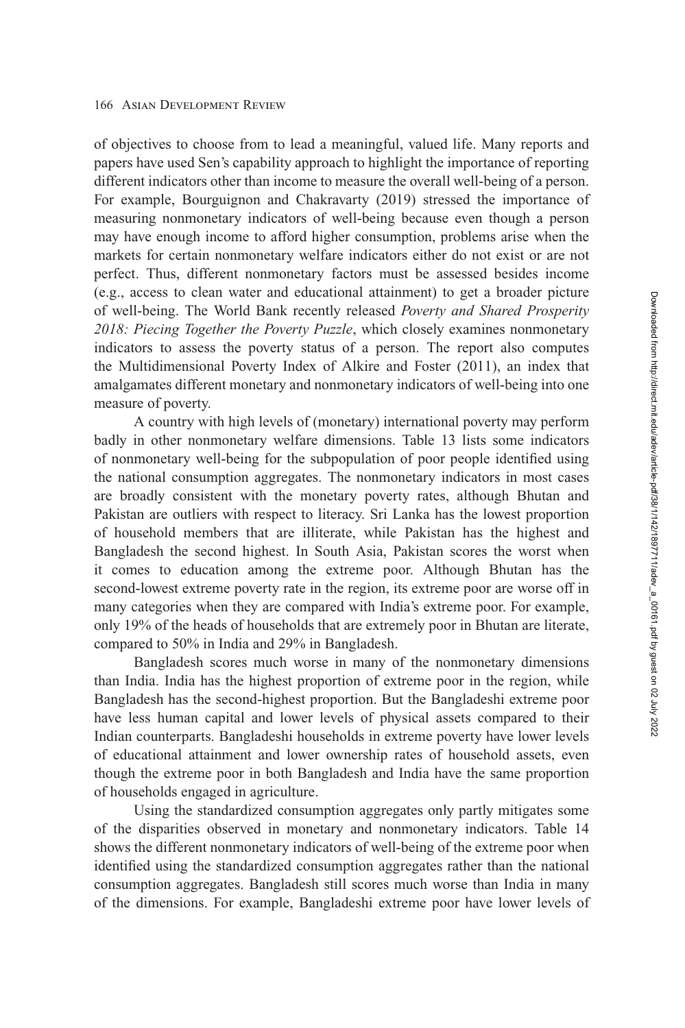of objectives to choose from to lead a meaningful, valued life. Many reports and papers have used Sen's capability approach to highlight the importance of reporting different indicators other than income to measure the overall well-being of a person. For example, Bourguignon and Chakravarty (2019) stressed the importance of measuring nonmonetary indicators of well-being because even though a person may have enough income to afford higher consumption, problems arise when the markets for certain nonmonetary welfare indicators either do not exist or are not perfect. Thus, different nonmonetary factors must be assessed besides income (e.g., access to clean water and educational attainment) to get a broader picture of well-being. The World Bank recently released *Poverty and Shared Prosperity 2018: Piecing Together the Poverty Puzzle*, which closely examines nonmonetary indicators to assess the poverty status of a person. The report also computes the Multidimensional Poverty Index of Alkire and Foster (2011), an index that amalgamates different monetary and nonmonetary indicators of well-being into one measure of poverty.

A country with high levels of (monetary) international poverty may perform badly in other nonmonetary welfare dimensions. Table 13 lists some indicators of nonmonetary well-being for the subpopulation of poor people identified using the national consumption aggregates. The nonmonetary indicators in most cases are broadly consistent with the monetary poverty rates, although Bhutan and Pakistan are outliers with respect to literacy. Sri Lanka has the lowest proportion of household members that are illiterate, while Pakistan has the highest and Bangladesh the second highest. In South Asia, Pakistan scores the worst when it comes to education among the extreme poor. Although Bhutan has the second-lowest extreme poverty rate in the region, its extreme poor are worse off in many categories when they are compared with India's extreme poor. For example, only 19% of the heads of households that are extremely poor in Bhutan are literate, compared to 50% in India and 29% in Bangladesh.

Bangladesh scores much worse in many of the nonmonetary dimensions than India. India has the highest proportion of extreme poor in the region, while Bangladesh has the second-highest proportion. But the Bangladeshi extreme poor have less human capital and lower levels of physical assets compared to their Indian counterparts. Bangladeshi households in extreme poverty have lower levels of educational attainment and lower ownership rates of household assets, even though the extreme poor in both Bangladesh and India have the same proportion of households engaged in agriculture.

Using the standardized consumption aggregates only partly mitigates some of the disparities observed in monetary and nonmonetary indicators. Table 14 shows the different nonmonetary indicators of well-being of the extreme poor when identified using the standardized consumption aggregates rather than the national consumption aggregates. Bangladesh still scores much worse than India in many of the dimensions. For example, Bangladeshi extreme poor have lower levels of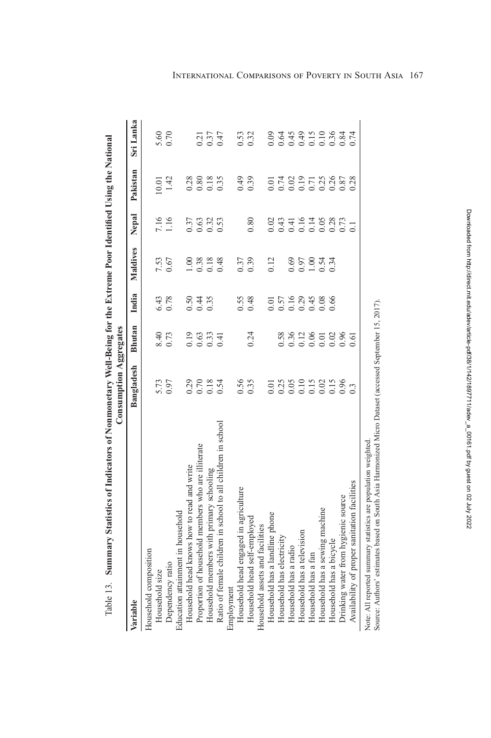Table 13. **Summary Statistics of Indicators of Nonmonetary Well-Being for the Extreme Poor Identified Using the National Consumption Aggregates**

| Variable | Bangladesh | Bhutan | India | Maldives | Nepal | Pakistan | Sri Lanka |
|---|---|---|---|---|---|---|---|
| Household composition | | | | | | | |
| Household size | 5.73 | 8.40 | 6.43 | 7.53 | 7.16 | 10.01 | 5.60 |
| Dependency ratio | 0.97 | 0.73 | 0.78 | 0.67 | 1.16 | 1.42 | 0.70 |
| Education attainment in household | | | | | | | |
| Household head knows how to read and write | 0.29 | 0.19 | 0.50 | 1.00 | 0.37 | 0.28 | |
| Proportion of household members who are illiterate | 0.70 | 0.63 | 0.44 | 0.38 | 0.63 | 0.80 | 0.21 |
| Household members with primary schooling | 0.18 | 0.33 | 0.35 | 0.18 | 0.32 | 0.18 | 0.37 |
| Ratio of female children in school to all children in school | 0.54 | 0.41 | | 0.48 | 0.53 | 0.35 | 0.47 |
| Employment | | | | | | | |
| Household head engaged in agriculture | 0.56 | | 0.55 | 0.37 | | 0.49 | 0.53 |
| Household head self-employed | 0.35 | 0.24 | 0.48 | 0.39 | 0.80 | 0.39 | 0.32 |
| Household assets and facilities | | | | | | | |
| Household has a landline phone | 0.01 | | 0.01 | 0.12 | 0.02 | 0.01 | 0.09 |
| Household has electricity | 0.25 | 0.58 | 0.57 | | 0.43 | 0.74 | 0.64 |
| Household has a radio | 0.05 | 0.36 | 0.16 | 0.69 | 0.41 | 0.02 | 0.45 |
| Household has a television | 0.10 | 0.12 | 0.29 | 0.97 | 0.16 | 0.19 | 0.49 |
| Household has a fan | 0.15 | 0.06 | 0.45 | 1.00 | 0.14 | 0.71 | 0.15 |
| Household has a sewing machine | 0.02 | 0.01 | 0.08 | 0.54 | 0.05 | 0.25 | 0.10 |
| Household has a bicycle | 0.15 | 0.02 | 0.66 | 0.34 | 0.28 | 0.26 | 0.36 |
| Drinking water from hygienic source | 0.96 | 0.96 | | | 0.73 | 0.87 | 0.84 |
| Availability of proper sanitation facilities | 0.3 | 0.61 | | | 0.1 | 0.28 | 0.74 |

Note: All reported summary statistics are population weighted.
Source: Authors' estimates based on South Asia Harmonized Micro Dataset (accessed September 15, 2017).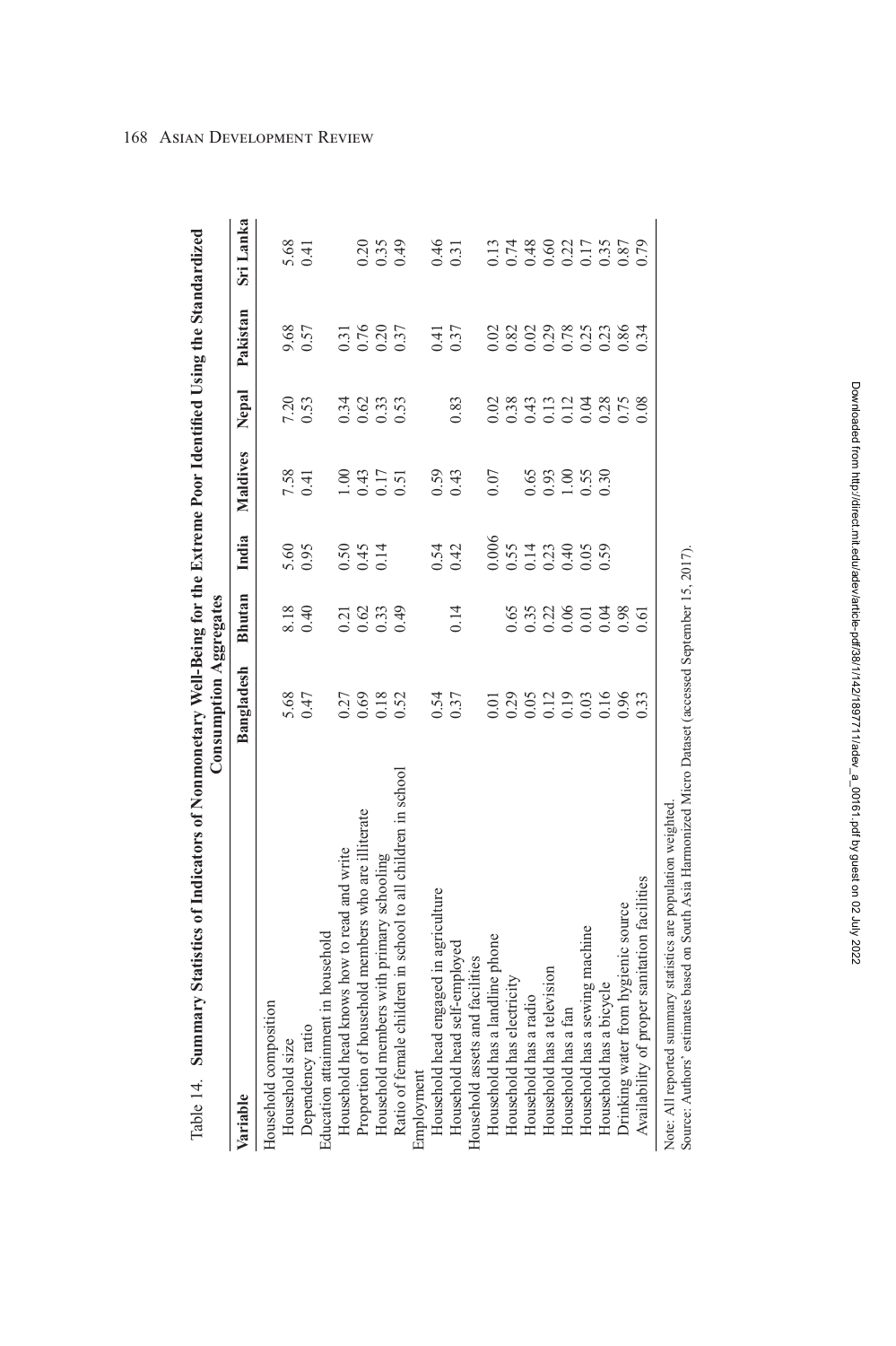Table 14. **Summary Statistics of Indicators of Nonmonetary Well-Being for the Extreme Poor Identified Using the Standardized Consumption Aggregates**

| Variable | Bangladesh | Bhutan | India | Maldives | Nepal | Pakistan | Sri Lanka |
|---|---|---|---|---|---|---|---|
| Household composition | | | | | | | |
| Household size | 5.68 | 8.18 | 5.60 | 7.58 | 7.20 | 9.68 | 5.68 |
| Dependency ratio | 0.47 | 0.40 | 0.95 | 0.41 | 0.53 | 0.57 | 0.41 |
| Education attainment in household | | | | | | | |
| Household head knows how to read and write | 0.27 | 0.21 | 0.50 | 1.00 | 0.34 | 0.31 | |
| Proportion of household members who are illiterate | 0.69 | 0.62 | 0.45 | 0.43 | 0.62 | 0.76 | 0.20 |
| Household members with primary schooling | 0.18 | 0.33 | 0.14 | 0.17 | 0.33 | 0.20 | 0.35 |
| Ratio of female children in school to all children in school | 0.52 | 0.49 | | 0.51 | 0.53 | 0.37 | 0.49 |
| Employment | | | | | | | |
| Household head engaged in agriculture | 0.54 | | 0.54 | 0.59 | | 0.41 | 0.46 |
| Household head self-employed | 0.37 | 0.14 | 0.42 | 0.43 | 0.83 | 0.37 | 0.31 |
| Household assets and facilities | | | | | | | |
| Household has a landline phone | 0.01 | | 0.006 | 0.07 | 0.02 | 0.02 | 0.13 |
| Household has electricity | 0.29 | 0.65 | 0.55 | | 0.38 | 0.82 | 0.74 |
| Household has a radio | 0.05 | 0.35 | 0.14 | 0.65 | 0.43 | 0.02 | 0.48 |
| Household has a television | 0.12 | 0.22 | 0.23 | 0.93 | 0.13 | 0.29 | 0.60 |
| Household has a fan | 0.19 | 0.06 | 0.40 | 1.00 | 0.12 | 0.78 | 0.22 |
| Household has a sewing machine | 0.03 | 0.01 | 0.05 | 0.55 | 0.04 | 0.25 | 0.17 |
| Household has a bicycle | 0.16 | 0.04 | 0.59 | 0.30 | 0.28 | 0.23 | 0.35 |
| Drinking water from hygienic source | 0.96 | 0.98 | | | 0.75 | 0.86 | 0.87 |
| Availability of proper sanitation facilities | 0.33 | 0.61 | | | 0.08 | 0.34 | 0.79 |

Note: All reported summary statistics are population weighted.
Source: Authors' estimates based on South Asia Harmonized Micro Dataset (accessed September 15, 2017).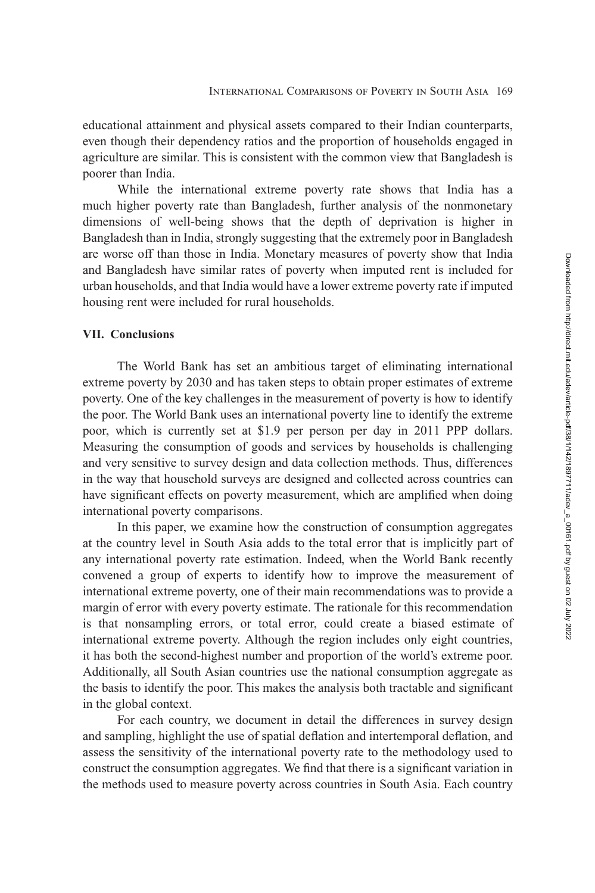educational attainment and physical assets compared to their Indian counterparts, even though their dependency ratios and the proportion of households engaged in agriculture are similar. This is consistent with the common view that Bangladesh is poorer than India.

While the international extreme poverty rate shows that India has a much higher poverty rate than Bangladesh, further analysis of the nonmonetary dimensions of well-being shows that the depth of deprivation is higher in Bangladesh than in India, strongly suggesting that the extremely poor in Bangladesh are worse off than those in India. Monetary measures of poverty show that India and Bangladesh have similar rates of poverty when imputed rent is included for urban households, and that India would have a lower extreme poverty rate if imputed housing rent were included for rural households.

## VII. Conclusions

The World Bank has set an ambitious target of eliminating international extreme poverty by 2030 and has taken steps to obtain proper estimates of extreme poverty. One of the key challenges in the measurement of poverty is how to identify the poor. The World Bank uses an international poverty line to identify the extreme poor, which is currently set at \$1.9 per person per day in 2011 PPP dollars. Measuring the consumption of goods and services by households is challenging and very sensitive to survey design and data collection methods. Thus, differences in the way that household surveys are designed and collected across countries can have significant effects on poverty measurement, which are amplified when doing international poverty comparisons.

In this paper, we examine how the construction of consumption aggregates at the country level in South Asia adds to the total error that is implicitly part of any international poverty rate estimation. Indeed, when the World Bank recently convened a group of experts to identify how to improve the measurement of international extreme poverty, one of their main recommendations was to provide a margin of error with every poverty estimate. The rationale for this recommendation is that nonsampling errors, or total error, could create a biased estimate of international extreme poverty. Although the region includes only eight countries, it has both the second-highest number and proportion of the world's extreme poor. Additionally, all South Asian countries use the national consumption aggregate as the basis to identify the poor. This makes the analysis both tractable and significant in the global context.

For each country, we document in detail the differences in survey design and sampling, highlight the use of spatial deflation and intertemporal deflation, and assess the sensitivity of the international poverty rate to the methodology used to construct the consumption aggregates. We find that there is a significant variation in the methods used to measure poverty across countries in South Asia. Each country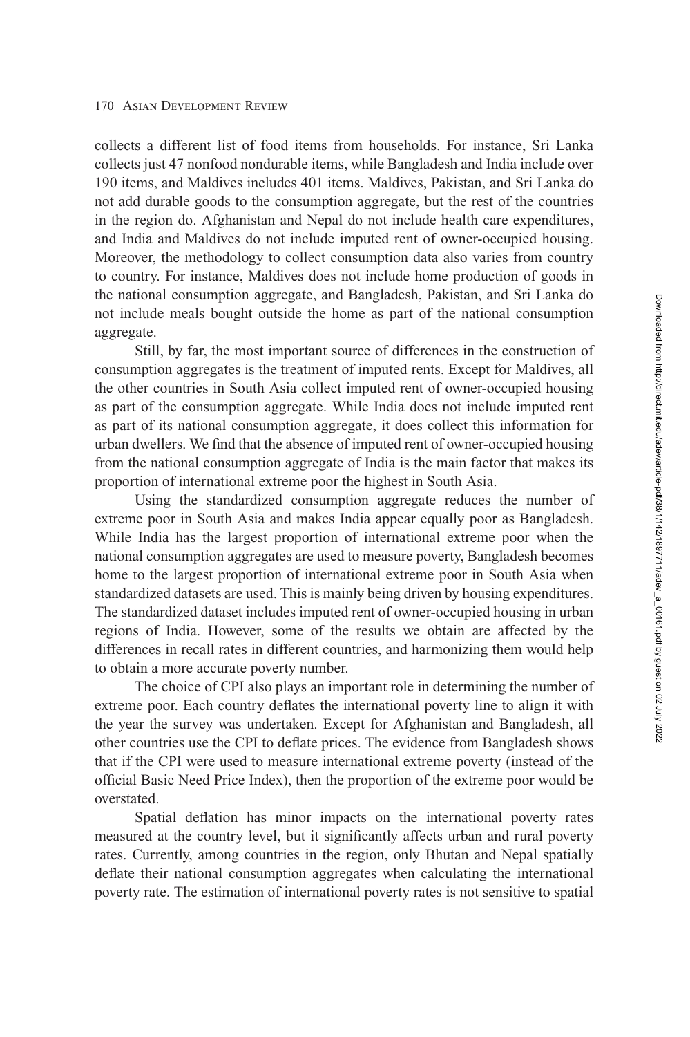collects a different list of food items from households. For instance, Sri Lanka collects just 47 nonfood nondurable items, while Bangladesh and India include over 190 items, and Maldives includes 401 items. Maldives, Pakistan, and Sri Lanka do not add durable goods to the consumption aggregate, but the rest of the countries in the region do. Afghanistan and Nepal do not include health care expenditures, and India and Maldives do not include imputed rent of owner-occupied housing. Moreover, the methodology to collect consumption data also varies from country to country. For instance, Maldives does not include home production of goods in the national consumption aggregate, and Bangladesh, Pakistan, and Sri Lanka do not include meals bought outside the home as part of the national consumption aggregate.

Still, by far, the most important source of differences in the construction of consumption aggregates is the treatment of imputed rents. Except for Maldives, all the other countries in South Asia collect imputed rent of owner-occupied housing as part of the consumption aggregate. While India does not include imputed rent as part of its national consumption aggregate, it does collect this information for urban dwellers. We find that the absence of imputed rent of owner-occupied housing from the national consumption aggregate of India is the main factor that makes its proportion of international extreme poor the highest in South Asia.

Using the standardized consumption aggregate reduces the number of extreme poor in South Asia and makes India appear equally poor as Bangladesh. While India has the largest proportion of international extreme poor when the national consumption aggregates are used to measure poverty, Bangladesh becomes home to the largest proportion of international extreme poor in South Asia when standardized datasets are used. This is mainly being driven by housing expenditures. The standardized dataset includes imputed rent of owner-occupied housing in urban regions of India. However, some of the results we obtain are affected by the differences in recall rates in different countries, and harmonizing them would help to obtain a more accurate poverty number.

The choice of CPI also plays an important role in determining the number of extreme poor. Each country deflates the international poverty line to align it with the year the survey was undertaken. Except for Afghanistan and Bangladesh, all other countries use the CPI to deflate prices. The evidence from Bangladesh shows that if the CPI were used to measure international extreme poverty (instead of the official Basic Need Price Index), then the proportion of the extreme poor would be overstated.

Spatial deflation has minor impacts on the international poverty rates measured at the country level, but it significantly affects urban and rural poverty rates. Currently, among countries in the region, only Bhutan and Nepal spatially deflate their national consumption aggregates when calculating the international poverty rate. The estimation of international poverty rates is not sensitive to spatial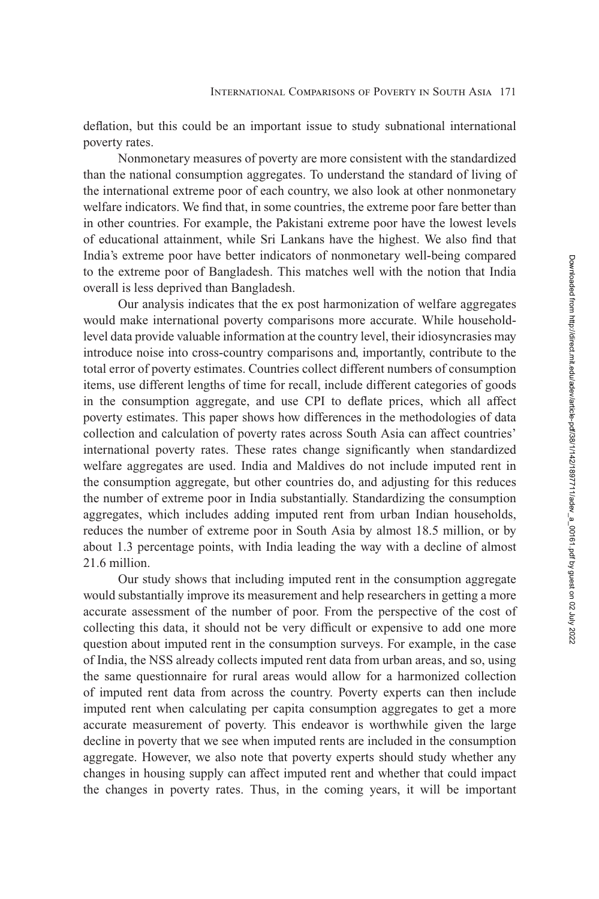deflation, but this could be an important issue to study subnational international poverty rates.

Nonmonetary measures of poverty are more consistent with the standardized than the national consumption aggregates. To understand the standard of living of the international extreme poor of each country, we also look at other nonmonetary welfare indicators. We find that, in some countries, the extreme poor fare better than in other countries. For example, the Pakistani extreme poor have the lowest levels of educational attainment, while Sri Lankans have the highest. We also find that India's extreme poor have better indicators of nonmonetary well-being compared to the extreme poor of Bangladesh. This matches well with the notion that India overall is less deprived than Bangladesh.

Our analysis indicates that the ex post harmonization of welfare aggregates would make international poverty comparisons more accurate. While household-level data provide valuable information at the country level, their idiosyncrasies may introduce noise into cross-country comparisons and, importantly, contribute to the total error of poverty estimates. Countries collect different numbers of consumption items, use different lengths of time for recall, include different categories of goods in the consumption aggregate, and use CPI to deflate prices, which all affect poverty estimates. This paper shows how differences in the methodologies of data collection and calculation of poverty rates across South Asia can affect countries' international poverty rates. These rates change significantly when standardized welfare aggregates are used. India and Maldives do not include imputed rent in the consumption aggregate, but other countries do, and adjusting for this reduces the number of extreme poor in India substantially. Standardizing the consumption aggregates, which includes adding imputed rent from urban Indian households, reduces the number of extreme poor in South Asia by almost 18.5 million, or by about 1.3 percentage points, with India leading the way with a decline of almost 21.6 million.

Our study shows that including imputed rent in the consumption aggregate would substantially improve its measurement and help researchers in getting a more accurate assessment of the number of poor. From the perspective of the cost of collecting this data, it should not be very difficult or expensive to add one more question about imputed rent in the consumption surveys. For example, in the case of India, the NSS already collects imputed rent data from urban areas, and so, using the same questionnaire for rural areas would allow for a harmonized collection of imputed rent data from across the country. Poverty experts can then include imputed rent when calculating per capita consumption aggregates to get a more accurate measurement of poverty. This endeavor is worthwhile given the large decline in poverty that we see when imputed rents are included in the consumption aggregate. However, we also note that poverty experts should study whether any changes in housing supply can affect imputed rent and whether that could impact the changes in poverty rates. Thus, in the coming years, it will be important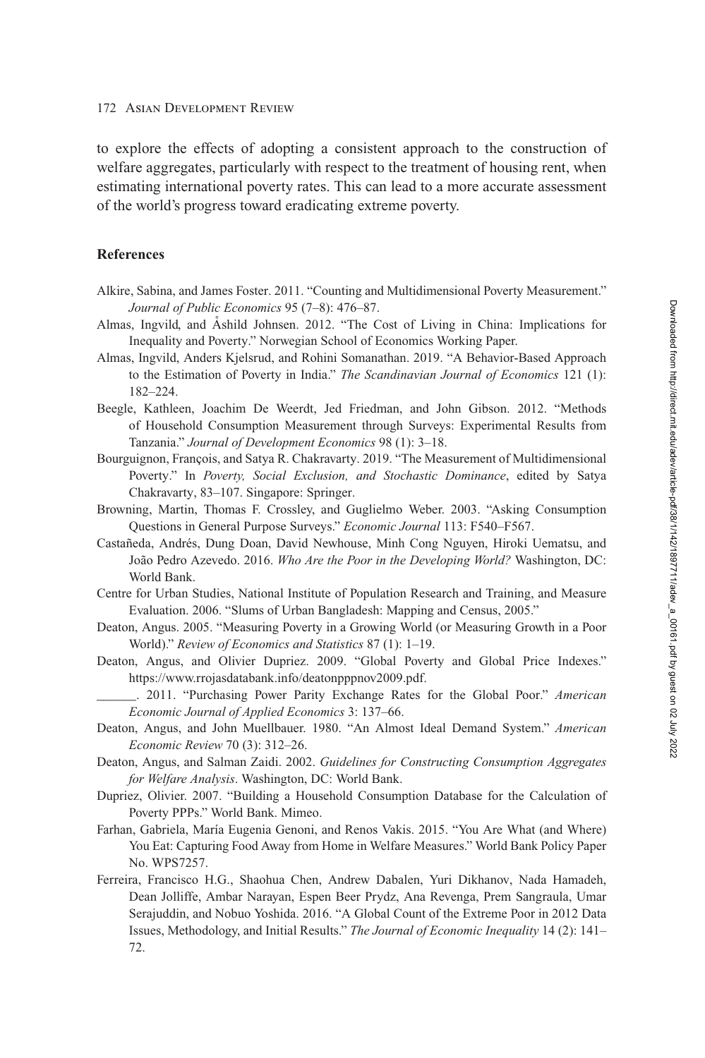to explore the effects of adopting a consistent approach to the construction of welfare aggregates, particularly with respect to the treatment of housing rent, when estimating international poverty rates. This can lead to a more accurate assessment of the world's progress toward eradicating extreme poverty.

## References

Alkire, Sabina, and James Foster. 2011. "Counting and Multidimensional Poverty Measurement." *Journal of Public Economics* 95 (7–8): 476–87.

Almas, Ingvild, and Åshild Johnsen. 2012. "The Cost of Living in China: Implications for Inequality and Poverty." Norwegian School of Economics Working Paper.

Almas, Ingvild, Anders Kjelsrud, and Rohini Somanathan. 2019. "A Behavior-Based Approach to the Estimation of Poverty in India." *The Scandinavian Journal of Economics* 121 (1): 182–224.

Beegle, Kathleen, Joachim De Weerdt, Jed Friedman, and John Gibson. 2012. "Methods of Household Consumption Measurement through Surveys: Experimental Results from Tanzania." *Journal of Development Economics* 98 (1): 3–18.

Bourguignon, François, and Satya R. Chakravarty. 2019. "The Measurement of Multidimensional Poverty." In *Poverty, Social Exclusion, and Stochastic Dominance*, edited by Satya Chakravarty, 83–107. Singapore: Springer.

Browning, Martin, Thomas F. Crossley, and Guglielmo Weber. 2003. "Asking Consumption Questions in General Purpose Surveys." *Economic Journal* 113: F540–F567.

Castañeda, Andrés, Dung Doan, David Newhouse, Minh Cong Nguyen, Hiroki Uematsu, and João Pedro Azevedo. 2016. *Who Are the Poor in the Developing World?* Washington, DC: World Bank.

Centre for Urban Studies, National Institute of Population Research and Training, and Measure Evaluation. 2006. "Slums of Urban Bangladesh: Mapping and Census, 2005."

Deaton, Angus. 2005. "Measuring Poverty in a Growing World (or Measuring Growth in a Poor World)." *Review of Economics and Statistics* 87 (1): 1–19.

Deaton, Angus, and Olivier Dupriez. 2009. "Global Poverty and Global Price Indexes." https://www.rrojasdatabank.info/deatonpppnov2009.pdf.

______. 2011. "Purchasing Power Parity Exchange Rates for the Global Poor." *American Economic Journal of Applied Economics* 3: 137–66.

Deaton, Angus, and John Muellbauer. 1980. "An Almost Ideal Demand System." *American Economic Review* 70 (3): 312–26.

Deaton, Angus, and Salman Zaidi. 2002. *Guidelines for Constructing Consumption Aggregates for Welfare Analysis*. Washington, DC: World Bank.

Dupriez, Olivier. 2007. "Building a Household Consumption Database for the Calculation of Poverty PPPs." World Bank. Mimeo.

Farhan, Gabriela, María Eugenia Genoni, and Renos Vakis. 2015. "You Are What (and Where) You Eat: Capturing Food Away from Home in Welfare Measures." World Bank Policy Paper No. WPS7257.

Ferreira, Francisco H.G., Shaohua Chen, Andrew Dabalen, Yuri Dikhanov, Nada Hamadeh, Dean Jolliffe, Ambar Narayan, Espen Beer Prydz, Ana Revenga, Prem Sangraula, Umar Serajuddin, and Nobuo Yoshida. 2016. "A Global Count of the Extreme Poor in 2012 Data Issues, Methodology, and Initial Results." *The Journal of Economic Inequality* 14 (2): 141–72.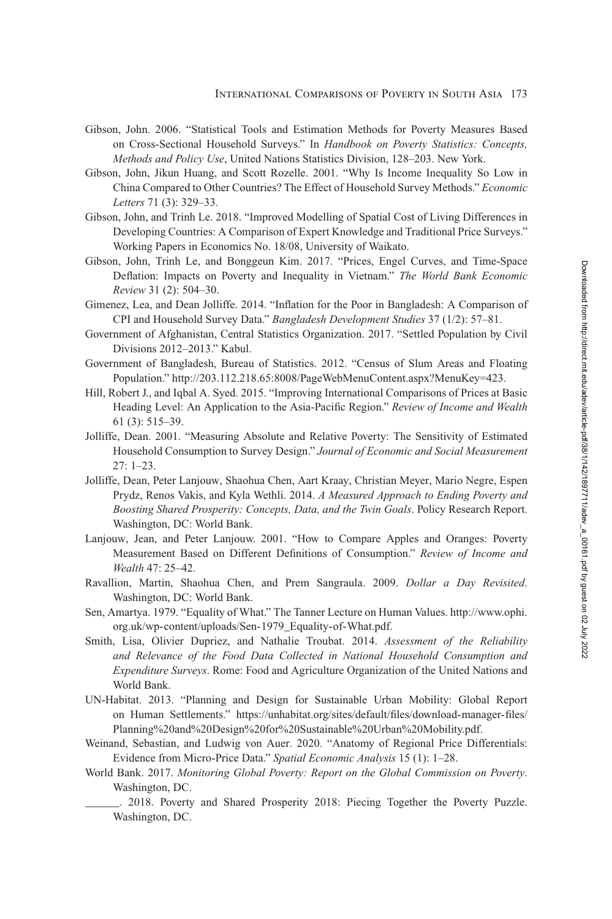Gibson, John. 2006. "Statistical Tools and Estimation Methods for Poverty Measures Based on Cross-Sectional Household Surveys." In *Handbook on Poverty Statistics: Concepts, Methods and Policy Use*, United Nations Statistics Division, 128–203. New York.

Gibson, John, Jikun Huang, and Scott Rozelle. 2001. "Why Is Income Inequality So Low in China Compared to Other Countries? The Effect of Household Survey Methods." *Economic Letters* 71 (3): 329–33.

Gibson, John, and Trinh Le. 2018. "Improved Modelling of Spatial Cost of Living Differences in Developing Countries: A Comparison of Expert Knowledge and Traditional Price Surveys." Working Papers in Economics No. 18/08, University of Waikato.

Gibson, John, Trinh Le, and Bonggeun Kim. 2017. "Prices, Engel Curves, and Time-Space Deflation: Impacts on Poverty and Inequality in Vietnam." *The World Bank Economic Review* 31 (2): 504–30.

Gimenez, Lea, and Dean Jolliffe. 2014. "Inflation for the Poor in Bangladesh: A Comparison of CPI and Household Survey Data." *Bangladesh Development Studies* 37 (1/2): 57–81.

Government of Afghanistan, Central Statistics Organization. 2017. "Settled Population by Civil Divisions 2012–2013." Kabul.

Government of Bangladesh, Bureau of Statistics. 2012. "Census of Slum Areas and Floating Population." http://203.112.218.65:8008/PageWebMenuContent.aspx?MenuKey=423.

Hill, Robert J., and Iqbal A. Syed. 2015. "Improving International Comparisons of Prices at Basic Heading Level: An Application to the Asia-Pacific Region." *Review of Income and Wealth* 61 (3): 515–39.

Jolliffe, Dean. 2001. "Measuring Absolute and Relative Poverty: The Sensitivity of Estimated Household Consumption to Survey Design." *Journal of Economic and Social Measurement* 27: 1–23.

Jolliffe, Dean, Peter Lanjouw, Shaohua Chen, Aart Kraay, Christian Meyer, Mario Negre, Espen Prydz, Renos Vakis, and Kyla Wethli. 2014. *A Measured Approach to Ending Poverty and Boosting Shared Prosperity: Concepts, Data, and the Twin Goals*. Policy Research Report. Washington, DC: World Bank.

Lanjouw, Jean, and Peter Lanjouw. 2001. "How to Compare Apples and Oranges: Poverty Measurement Based on Different Definitions of Consumption." *Review of Income and Wealth* 47: 25–42.

Ravallion, Martin, Shaohua Chen, and Prem Sangraula. 2009. *Dollar a Day Revisited*. Washington, DC: World Bank.

Sen, Amartya. 1979. "Equality of What." The Tanner Lecture on Human Values. http://www.ophi.org.uk/wp-content/uploads/Sen-1979_Equality-of-What.pdf.

Smith, Lisa, Olivier Dupriez, and Nathalie Troubat. 2014. *Assessment of the Reliability and Relevance of the Food Data Collected in National Household Consumption and Expenditure Surveys*. Rome: Food and Agriculture Organization of the United Nations and World Bank.

UN-Habitat. 2013. "Planning and Design for Sustainable Urban Mobility: Global Report on Human Settlements." https://unhabitat.org/sites/default/files/download-manager-files/Planning%20and%20Design%20for%20Sustainable%20Urban%20Mobility.pdf.

Weinand, Sebastian, and Ludwig von Auer. 2020. "Anatomy of Regional Price Differentials: Evidence from Micro-Price Data." *Spatial Economic Analysis* 15 (1): 1–28.

World Bank. 2017. *Monitoring Global Poverty: Report on the Global Commission on Poverty*. Washington, DC.

______. 2018. Poverty and Shared Prosperity 2018: Piecing Together the Poverty Puzzle. Washington, DC.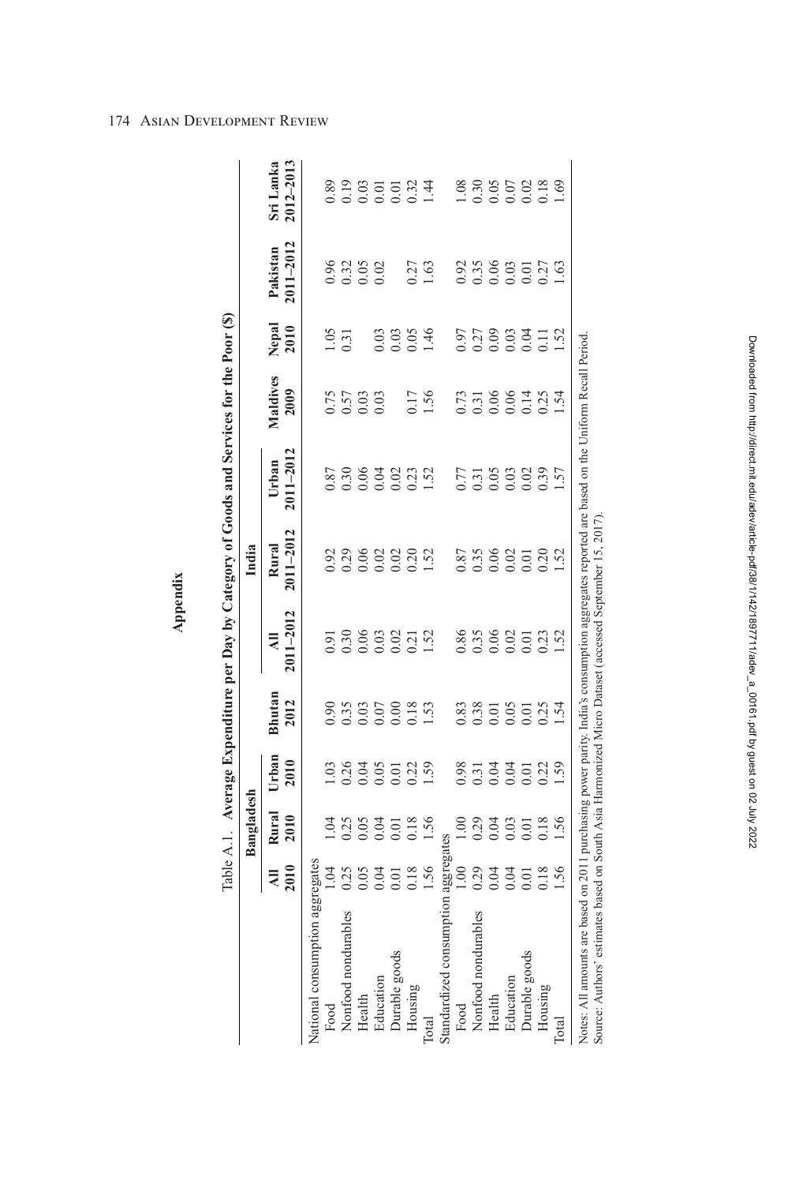# Appendix

Table A.1. **Average Expenditure per Day by Category of Goods and Services for the Poor ($)**

| | Bangladesh | | | Bhutan | India | | | Maldives | Nepal | Pakistan | Sri Lanka |
|---|---|---|---|---|---|---|---|---|---|---|---|
| | All 2010 | Rural 2010 | Urban 2010 | 2012 | All 2011–2012 | Rural 2011–2012 | Urban 2011–2012 | 2009 | 2010 | 2011–2012 | 2012–2013 |
| National consumption aggregates | | | | | | | | | | | |
| Food | 1.04 | 1.04 | 1.03 | 0.90 | 0.91 | 0.92 | 0.87 | 0.75 | 1.05 | 0.96 | 0.89 |
| Nonfood nondurables | 0.25 | 0.25 | 0.26 | 0.35 | 0.30 | 0.29 | 0.30 | 0.57 | 0.31 | 0.32 | 0.19 |
| Health | 0.05 | 0.05 | 0.04 | 0.03 | 0.06 | 0.06 | 0.06 | 0.03 | | 0.05 | 0.03 |
| Education | 0.04 | 0.04 | 0.05 | 0.07 | 0.03 | 0.02 | 0.04 | 0.03 | 0.03 | 0.02 | 0.01 |
| Durable goods | 0.01 | 0.01 | 0.01 | 0.00 | 0.02 | 0.02 | 0.02 | | 0.03 | | 0.01 |
| Housing | 0.18 | 0.18 | 0.22 | 0.18 | 0.21 | 0.20 | 0.23 | 0.17 | 0.05 | 0.27 | 0.32 |
| Total | 1.56 | 1.56 | 1.59 | 1.53 | 1.52 | 1.52 | 1.52 | 1.56 | 1.46 | 1.63 | 1.44 |
| Standardized consumption aggregates | | | | | | | | | | | |
| Food | 1.00 | 1.00 | 0.98 | 0.83 | 0.86 | 0.87 | 0.77 | 0.73 | 0.97 | 0.92 | 1.08 |
| Nonfood nondurables | 0.29 | 0.29 | 0.31 | 0.38 | 0.35 | 0.35 | 0.31 | 0.31 | 0.27 | 0.35 | 0.30 |
| Health | 0.04 | 0.04 | 0.04 | 0.01 | 0.06 | 0.06 | 0.05 | 0.06 | 0.09 | 0.06 | 0.05 |
| Education | 0.04 | 0.03 | 0.04 | 0.05 | 0.02 | 0.02 | 0.03 | 0.06 | 0.03 | 0.03 | 0.07 |
| Durable goods | 0.01 | 0.01 | 0.01 | 0.01 | 0.01 | 0.01 | 0.02 | 0.14 | 0.04 | 0.01 | 0.02 |
| Housing | 0.18 | 0.18 | 0.22 | 0.25 | 0.23 | 0.20 | 0.39 | 0.25 | 0.11 | 0.27 | 0.18 |
| Total | 1.56 | 1.56 | 1.59 | 1.54 | 1.52 | 1.52 | 1.57 | 1.54 | 1.52 | 1.63 | 1.69 |

Notes: All amounts are based on 2011 purchasing power parity. India's consumption aggregates reported are based on the Uniform Recall Period.
Source: Authors' estimates based on South Asia Harmonized Micro Dataset (accessed September 15, 2017).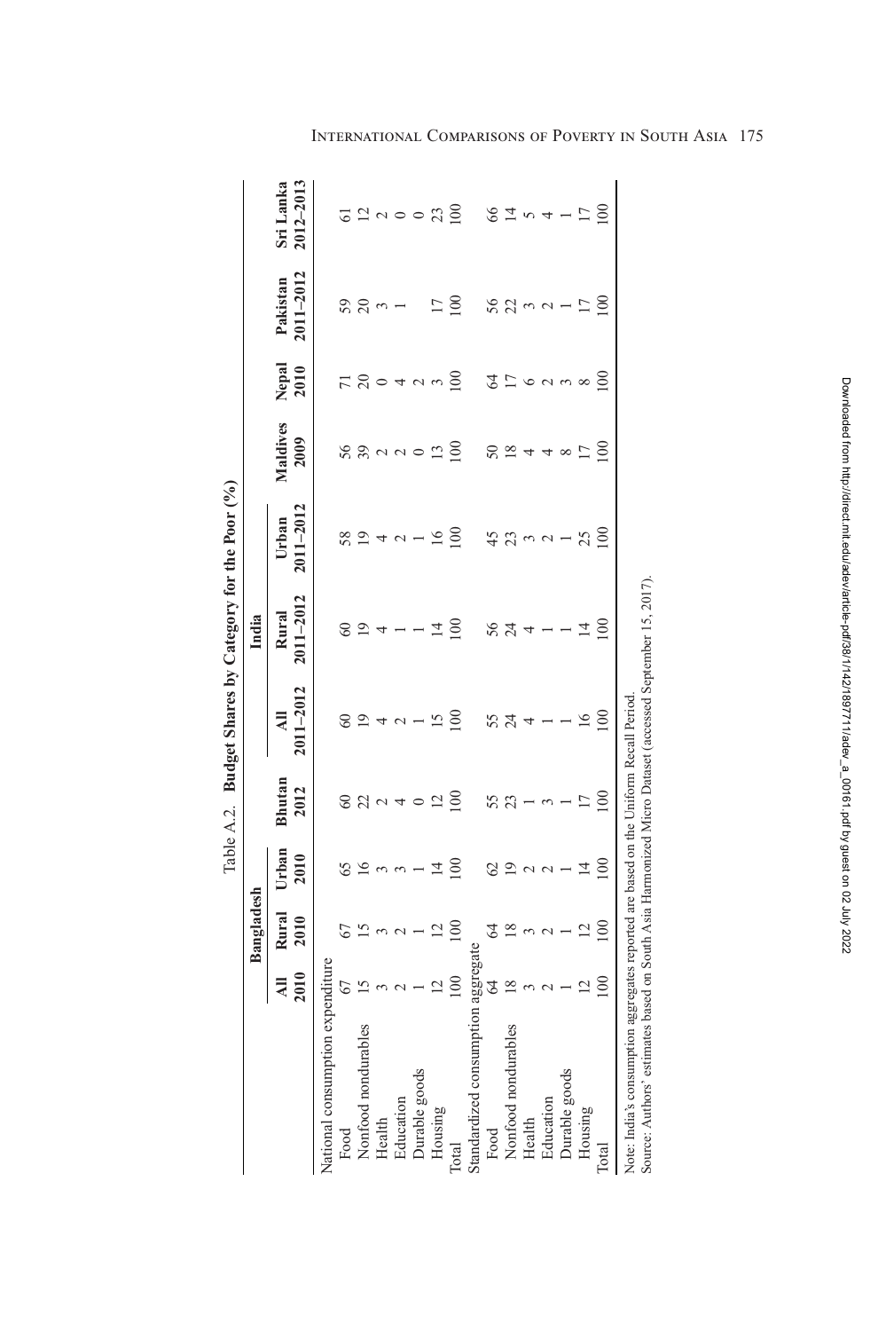Table A.2. **Budget Shares by Category for the Poor (%)**

| | Bangladesh | | | Bhutan | India | | | Maldives | Nepal | Pakistan | Sri Lanka |
|---|---|---|---|---|---|---|---|---|---|---|---|
| | All 2010 | Rural 2010 | Urban 2010 | 2012 | All 2011–2012 | Rural 2011–2012 | Urban 2011–2012 | 2009 | 2010 | 2011–2012 | 2012–2013 |
| National consumption expenditure | | | | | | | | | | | |
| Food | 67 | 67 | 65 | 60 | 60 | 60 | 58 | 56 | 71 | 59 | 61 |
| Nonfood nondurables | 15 | 15 | 16 | 22 | 19 | 19 | 19 | 39 | 20 | 20 | 12 |
| Health | 3 | 3 | 3 | 2 | 4 | 4 | 4 | 2 | 0 | 3 | 2 |
| Education | 2 | 2 | 3 | 4 | 2 | 1 | 2 | 2 | 4 | 1 | 0 |
| Durable goods | 1 | 1 | 1 | 0 | 1 | 1 | 1 | 0 | 2 | | 0 |
| Housing | 12 | 12 | 14 | 12 | 15 | 14 | 16 | 13 | 3 | 17 | 23 |
| Total | 100 | 100 | 100 | 100 | 100 | 100 | 100 | 100 | 100 | 100 | 100 |
| Standardized consumption aggregate | | | | | | | | | | | |
| Food | 64 | 64 | 62 | 55 | 55 | 56 | 45 | 50 | 64 | 56 | 66 |
| Nonfood nondurables | 18 | 18 | 19 | 23 | 24 | 24 | 23 | 18 | 17 | 22 | 14 |
| Health | 3 | 3 | 2 | 1 | 4 | 4 | 3 | 4 | 6 | 3 | 5 |
| Education | 2 | 2 | 2 | 3 | 1 | 1 | 2 | 4 | 2 | 2 | 4 |
| Durable goods | 1 | 1 | 1 | 1 | 1 | 1 | 1 | 8 | 3 | 1 | 1 |
| Housing | 12 | 12 | 14 | 17 | 16 | 14 | 25 | 17 | 8 | 17 | 17 |
| Total | 100 | 100 | 100 | 100 | 100 | 100 | 100 | 100 | 100 | 100 | 100 |

Note: India's consumption aggregates reported are based on the Uniform Recall Period.
Source: Authors' estimates based on South Asia Harmonized Micro Dataset (accessed September 15, 2017).